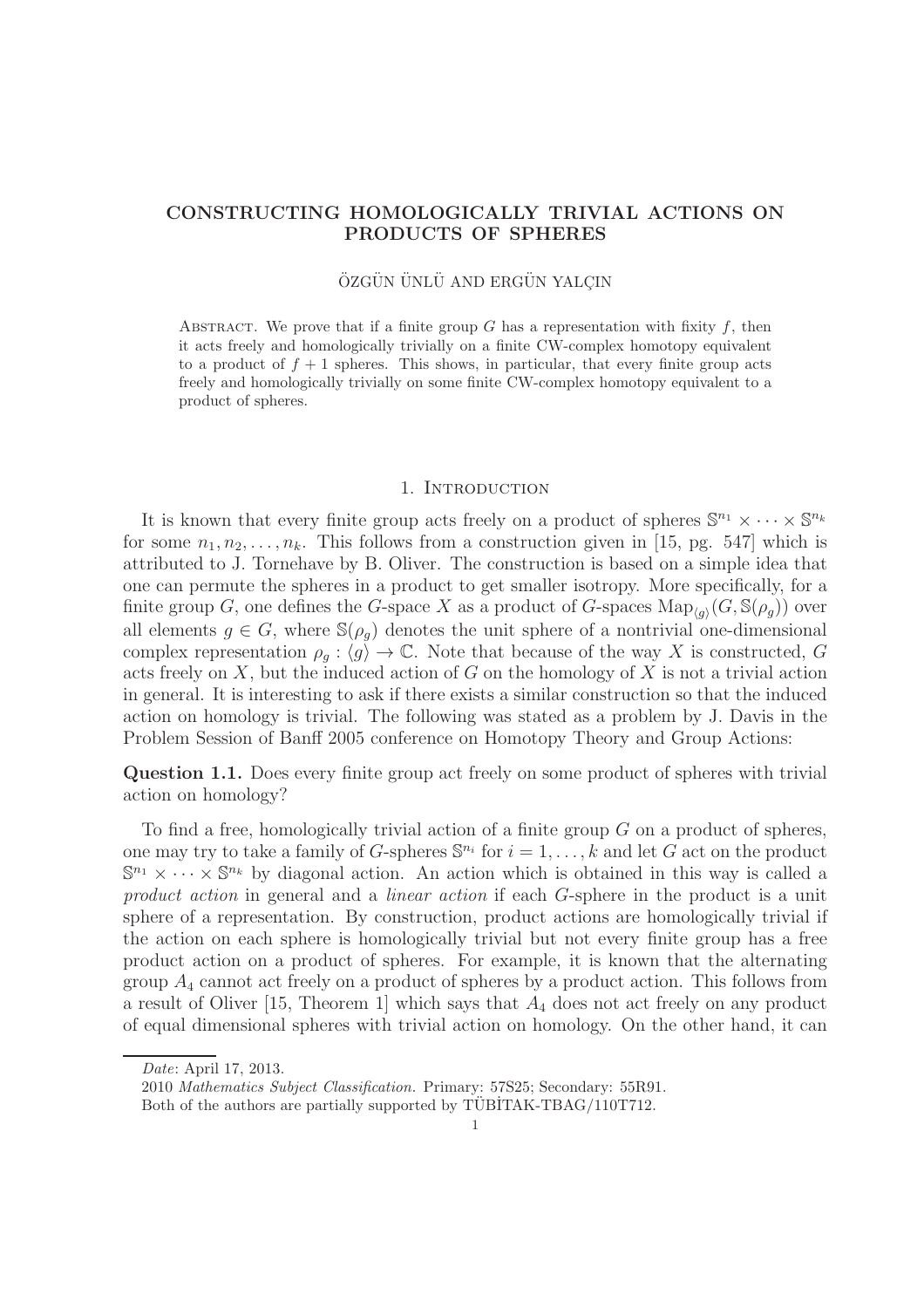# CONSTRUCTING HOMOLOGICALLY TRIVIAL ACTIONS ON PRODUCTS OF SPHERES

ÖZGÜN ÜNLÜ AND ERGÜN YALÇIN

Abstract. We prove that if a finite group $G$ has a representation with fixity $f$, then it acts freely and homologically trivially on a finite CW-complex homotopy equivalent to a product of $f+1$ spheres. This shows, in particular, that every finite group acts freely and homologically trivially on some finite CW-complex homotopy equivalent to a product of spheres.

## 1. Introduction

It is known that every finite group acts freely on a product of spheres $\mathbb{S}^{n_1} \times \cdots \times \mathbb{S}^{n_k}$ for some $n_1, n_2, \ldots, n_k$. This follows from a construction given in [15, pg. 547] which is attributed to J. Tornehave by B. Oliver. The construction is based on a simple idea that one can permute the spheres in a product to get smaller isotropy. More specifically, for a finite group $G$, one defines the $G$-space $X$ as a product of $G$-spaces $\mathrm{Map}_{\langle g \rangle}(G, \mathbb{S}(\rho_g))$ over all elements $g \in G$, where $\mathbb{S}(\rho_g)$ denotes the unit sphere of a nontrivial one-dimensional complex representation $\rho_g : \langle g \rangle \to \mathbb{C}$. Note that because of the way $X$ is constructed, $G$ acts freely on $X$, but the induced action of $G$ on the homology of $X$ is not a trivial action in general. It is interesting to ask if there exists a similar construction so that the induced action on homology is trivial. The following was stated as a problem by J. Davis in the Problem Session of Banff 2005 conference on Homotopy Theory and Group Actions:

**Question 1.1.** Does every finite group act freely on some product of spheres with trivial action on homology?

To find a free, homologically trivial action of a finite group $G$ on a product of spheres, one may try to take a family of $G$-spheres $\mathbb{S}^{n_i}$ for $i = 1, \ldots, k$ and let $G$ act on the product $\mathbb{S}^{n_1} \times \cdots \times \mathbb{S}^{n_k}$ by diagonal action. An action which is obtained in this way is called a *product action* in general and a *linear action* if each $G$-sphere in the product is a unit sphere of a representation. By construction, product actions are homologically trivial if the action on each sphere is homologically trivial but not every finite group has a free product action on a product of spheres. For example, it is known that the alternating group $A_4$ cannot act freely on a product of spheres by a product action. This follows from a result of Oliver [15, Theorem 1] which says that $A_4$ does not act freely on any product of equal dimensional spheres with trivial action on homology. On the other hand, it can

*Date*: April 17, 2013.

2010 *Mathematics Subject Classification.* Primary: 57S25; Secondary: 55R91.

Both of the authors are partially supported by TÜBİTAK-TBAG/110T712.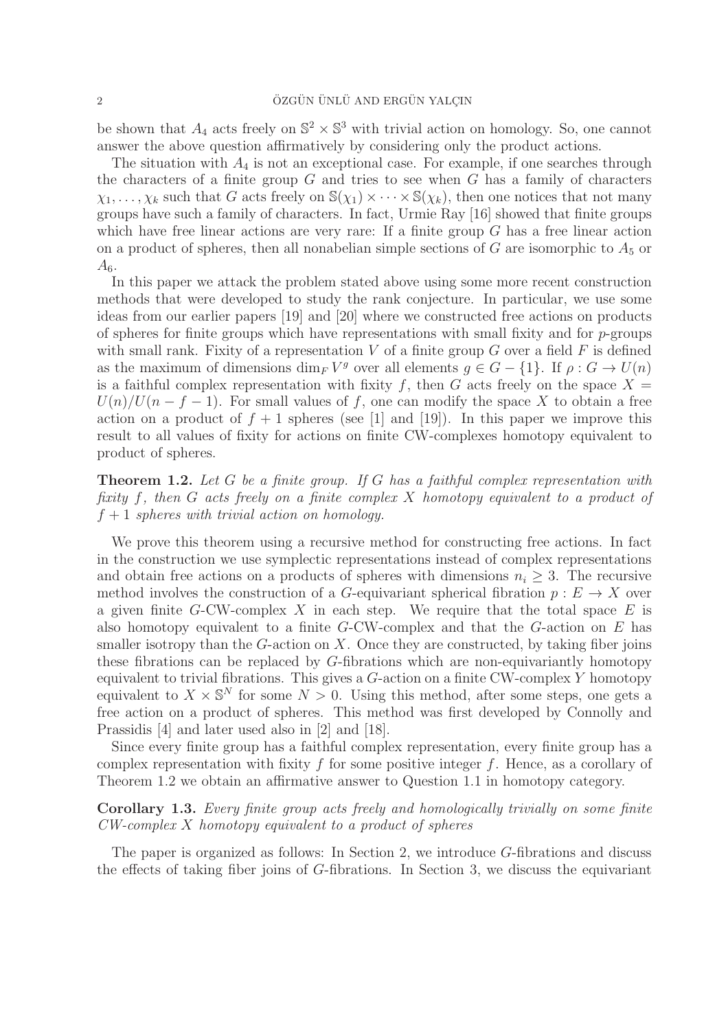be shown that $A_4$ acts freely on $\mathbb{S}^2 \times \mathbb{S}^3$ with trivial action on homology. So, one cannot answer the above question affirmatively by considering only the product actions.

The situation with $A_4$ is not an exceptional case. For example, if one searches through the characters of a finite group $G$ and tries to see when $G$ has a family of characters $\chi_1, \dots, \chi_k$ such that $G$ acts freely on $\mathbb{S}(\chi_1) \times \cdots \times \mathbb{S}(\chi_k)$, then one notices that not many groups have such a family of characters. In fact, Urmie Ray [16] showed that finite groups which have free linear actions are very rare: If a finite group $G$ has a free linear action on a product of spheres, then all nonabelian simple sections of $G$ are isomorphic to $A_5$ or $A_6$.

In this paper we attack the problem stated above using some more recent construction methods that were developed to study the rank conjecture. In particular, we use some ideas from our earlier papers [19] and [20] where we constructed free actions on products of spheres for finite groups which have representations with small fixity and for $p$-groups with small rank. Fixity of a representation $V$ of a finite group $G$ over a field $F$ is defined as the maximum of dimensions $\dim_F V^g$ over all elements $g \in G - \{1\}$. If $\rho : G \to U(n)$ is a faithful complex representation with fixity $f$, then $G$ acts freely on the space $X = U(n)/U(n-f-1)$. For small values of $f$, one can modify the space $X$ to obtain a free action on a product of $f+1$ spheres (see [1] and [19]). In this paper we improve this result to all values of fixity for actions on finite CW-complexes homotopy equivalent to product of spheres.

**Theorem 1.2.** *Let $G$ be a finite group. If $G$ has a faithful complex representation with fixity $f$, then $G$ acts freely on a finite complex $X$ homotopy equivalent to a product of $f+1$ spheres with trivial action on homology.*

We prove this theorem using a recursive method for constructing free actions. In fact in the construction we use symplectic representations instead of complex representations and obtain free actions on a products of spheres with dimensions $n_i \geq 3$. The recursive method involves the construction of a $G$-equivariant spherical fibration $p : E \to X$ over a given finite $G$-CW-complex $X$ in each step. We require that the total space $E$ is also homotopy equivalent to a finite $G$-CW-complex and that the $G$-action on $E$ has smaller isotropy than the $G$-action on $X$. Once they are constructed, by taking fiber joins these fibrations can be replaced by $G$-fibrations which are non-equivariantly homotopy equivalent to trivial fibrations. This gives a $G$-action on a finite CW-complex $Y$ homotopy equivalent to $X \times \mathbb{S}^N$ for some $N > 0$. Using this method, after some steps, one gets a free action on a product of spheres. This method was first developed by Connolly and Prassidis [4] and later used also in [2] and [18].

Since every finite group has a faithful complex representation, every finite group has a complex representation with fixity $f$ for some positive integer $f$. Hence, as a corollary of Theorem 1.2 we obtain an affirmative answer to Question 1.1 in homotopy category.

**Corollary 1.3.** *Every finite group acts freely and homologically trivially on some finite CW-complex $X$ homotopy equivalent to a product of spheres*

The paper is organized as follows: In Section 2, we introduce $G$-fibrations and discuss the effects of taking fiber joins of $G$-fibrations. In Section 3, we discuss the equivariant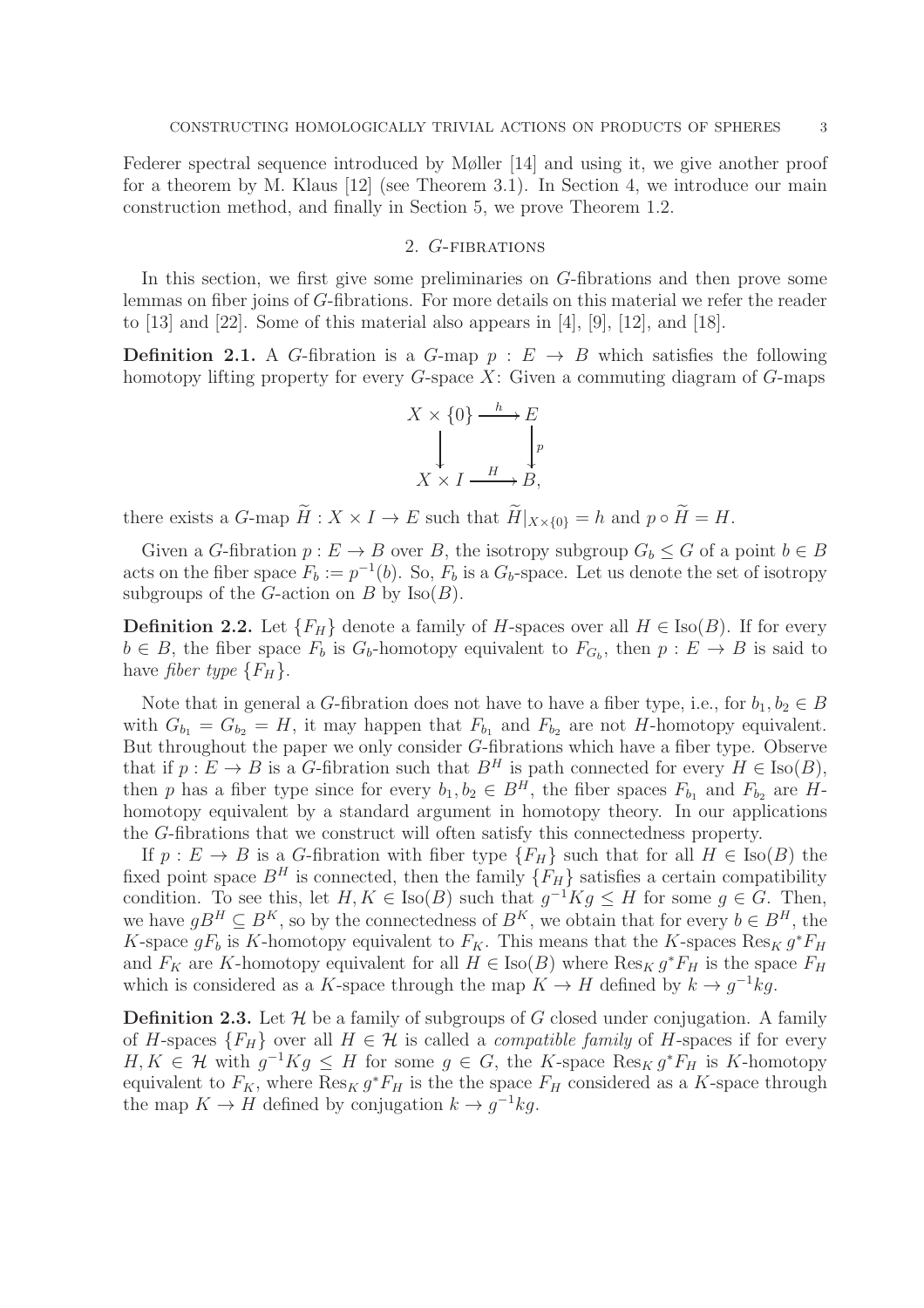Federer spectral sequence introduced by Møller [14] and using it, we give another proof for a theorem by M. Klaus [12] (see Theorem 3.1). In Section 4, we introduce our main construction method, and finally in Section 5, we prove Theorem 1.2.

## 2. $G$-fibrations

In this section, we first give some preliminaries on $G$-fibrations and then prove some lemmas on fiber joins of $G$-fibrations. For more details on this material we refer the reader to [13] and [22]. Some of this material also appears in [4], [9], [12], and [18].

**Definition 2.1.** A $G$-fibration is a $G$-map $p : E \to B$ which satisfies the following homotopy lifting property for every $G$-space $X$: Given a commuting diagram of $G$-maps

$$\begin{array}{ccc} X \times \{0\} & \xrightarrow{h} & E \\ \downarrow & & \downarrow p \\ X \times I & \xrightarrow{H} & B, \end{array}$$

there exists a $G$-map $\widetilde{H} : X \times I \to E$ such that $\widetilde{H}|_{X\times\{0\}} = h$ and $p \circ \widetilde{H} = H$.

Given a $G$-fibration $p : E \to B$ over $B$, the isotropy subgroup $G_b \leq G$ of a point $b \in B$ acts on the fiber space $F_b := p^{-1}(b)$. So, $F_b$ is a $G_b$-space. Let us denote the set of isotropy subgroups of the $G$-action on $B$ by $\operatorname{Iso}(B)$.

**Definition 2.2.** Let $\{F_H\}$ denote a family of $H$-spaces over all $H \in \operatorname{Iso}(B)$. If for every $b \in B$, the fiber space $F_b$ is $G_b$-homotopy equivalent to $F_{G_b}$, then $p : E \to B$ is said to have *fiber type* $\{F_H\}$.

Note that in general a $G$-fibration does not have to have a fiber type, i.e., for $b_1, b_2 \in B$ with $G_{b_1} = G_{b_2} = H$, it may happen that $F_{b_1}$ and $F_{b_2}$ are not $H$-homotopy equivalent. But throughout the paper we only consider $G$-fibrations which have a fiber type. Observe that if $p : E \to B$ is a $G$-fibration such that $B^H$ is path connected for every $H \in \operatorname{Iso}(B)$, then $p$ has a fiber type since for every $b_1, b_2 \in B^H$, the fiber spaces $F_{b_1}$ and $F_{b_2}$ are $H$-homotopy equivalent by a standard argument in homotopy theory. In our applications the $G$-fibrations that we construct will often satisfy this connectedness property.

If $p : E \to B$ is a $G$-fibration with fiber type $\{F_H\}$ such that for all $H \in \operatorname{Iso}(B)$ the fixed point space $B^H$ is connected, then the family $\{F_H\}$ satisfies a certain compatibility condition. To see this, let $H, K \in \operatorname{Iso}(B)$ such that $g^{-1}Kg \leq H$ for some $g \in G$. Then, we have $gB^H \subseteq B^K$, so by the connectedness of $B^K$, we obtain that for every $b \in B^H$, the $K$-space $gF_b$ is $K$-homotopy equivalent to $F_K$. This means that the $K$-spaces $\operatorname{Res}_K g^*F_H$ and $F_K$ are $K$-homotopy equivalent for all $H \in \operatorname{Iso}(B)$ where $\operatorname{Res}_K g^*F_H$ is the space $F_H$ which is considered as a $K$-space through the map $K \to H$ defined by $k \to g^{-1}kg$.

**Definition 2.3.** Let $\mathcal{H}$ be a family of subgroups of $G$ closed under conjugation. A family of $H$-spaces $\{F_H\}$ over all $H \in \mathcal{H}$ is called a *compatible family* of $H$-spaces if for every $H, K \in \mathcal{H}$ with $g^{-1}Kg \leq H$ for some $g \in G$, the $K$-space $\operatorname{Res}_K g^*F_H$ is $K$-homotopy equivalent to $F_K$, where $\operatorname{Res}_K g^*F_H$ is the the space $F_H$ considered as a $K$-space through the map $K \to H$ defined by conjugation $k \to g^{-1}kg$.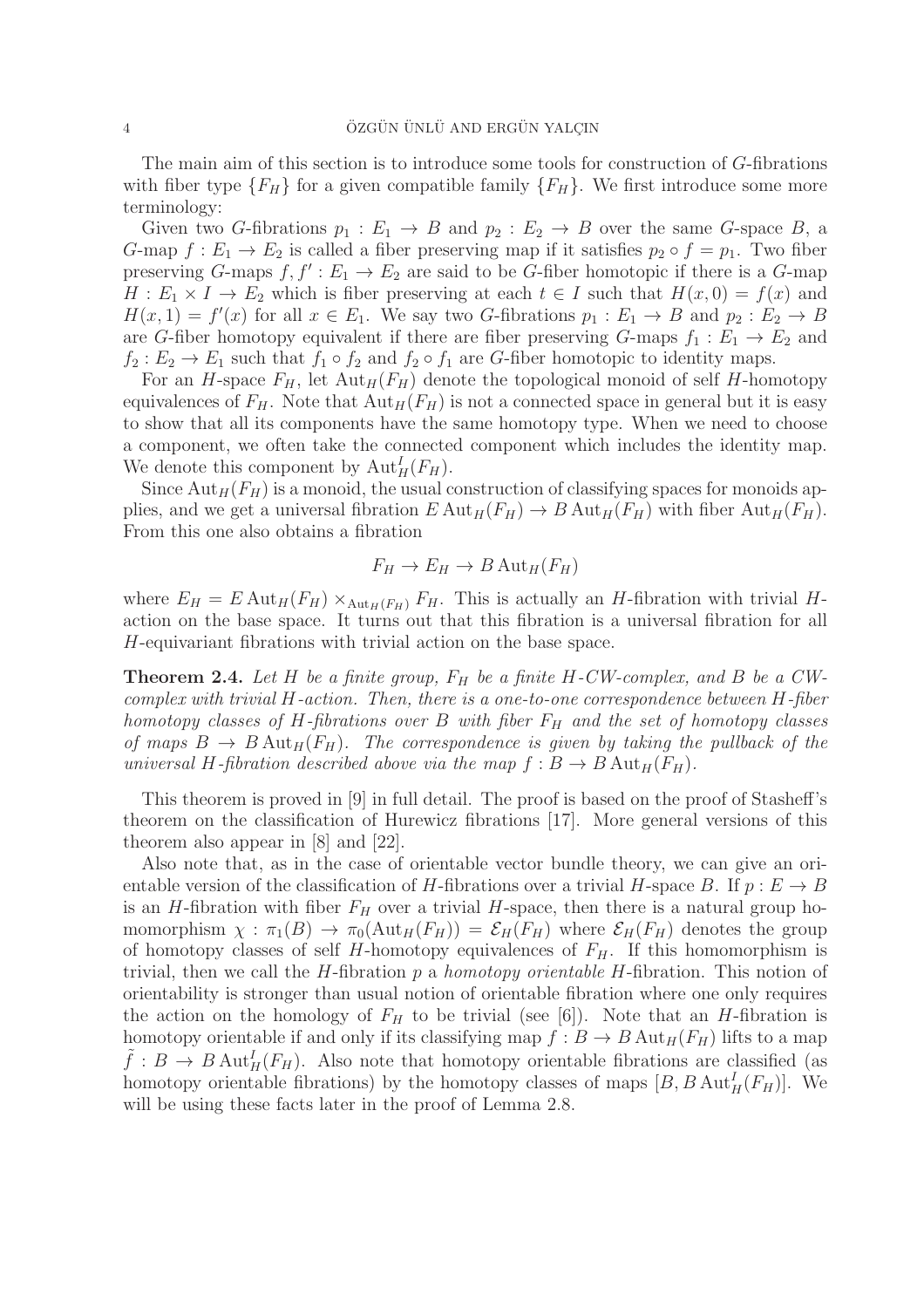The main aim of this section is to introduce some tools for construction of $G$-fibrations with fiber type $\{F_H\}$ for a given compatible family $\{F_H\}$. We first introduce some more terminology:

Given two $G$-fibrations $p_1 : E_1 \to B$ and $p_2 : E_2 \to B$ over the same $G$-space $B$, a $G$-map $f : E_1 \to E_2$ is called a fiber preserving map if it satisfies $p_2 \circ f = p_1$. Two fiber preserving $G$-maps $f, f' : E_1 \to E_2$ are said to be $G$-fiber homotopic if there is a $G$-map $H : E_1 \times I \to E_2$ which is fiber preserving at each $t \in I$ such that $H(x, 0) = f(x)$ and $H(x, 1) = f'(x)$ for all $x \in E_1$. We say two $G$-fibrations $p_1 : E_1 \to B$ and $p_2 : E_2 \to B$ are $G$-fiber homotopy equivalent if there are fiber preserving $G$-maps $f_1 : E_1 \to E_2$ and $f_2 : E_2 \to E_1$ such that $f_1 \circ f_2$ and $f_2 \circ f_1$ are $G$-fiber homotopic to identity maps.

For an $H$-space $F_H$, let $\mathrm{Aut}_H(F_H)$ denote the topological monoid of self $H$-homotopy equivalences of $F_H$. Note that $\mathrm{Aut}_H(F_H)$ is not a connected space in general but it is easy to show that all its components have the same homotopy type. When we need to choose a component, we often take the connected component which includes the identity map. We denote this component by $\mathrm{Aut}_H^I(F_H)$.

Since $\mathrm{Aut}_H(F_H)$ is a monoid, the usual construction of classifying spaces for monoids applies, and we get a universal fibration $E\,\mathrm{Aut}_H(F_H) \to B\,\mathrm{Aut}_H(F_H)$ with fiber $\mathrm{Aut}_H(F_H)$. From this one also obtains a fibration

$$F_H \to E_H \to B\,\mathrm{Aut}_H(F_H)$$

where $E_H = E\,\mathrm{Aut}_H(F_H) \times_{\mathrm{Aut}_H(F_H)} F_H$. This is actually an $H$-fibration with trivial $H$-action on the base space. It turns out that this fibration is a universal fibration for all $H$-equivariant fibrations with trivial action on the base space.

**Theorem 2.4.** *Let $H$ be a finite group, $F_H$ be a finite $H$-CW-complex, and $B$ be a CW-complex with trivial $H$-action. Then, there is a one-to-one correspondence between $H$-fiber homotopy classes of $H$-fibrations over $B$ with fiber $F_H$ and the set of homotopy classes of maps $B \to B\,\mathrm{Aut}_H(F_H)$. The correspondence is given by taking the pullback of the universal $H$-fibration described above via the map $f : B \to B\,\mathrm{Aut}_H(F_H)$.*

This theorem is proved in [9] in full detail. The proof is based on the proof of Stasheff's theorem on the classification of Hurewicz fibrations [17]. More general versions of this theorem also appear in [8] and [22].

Also note that, as in the case of orientable vector bundle theory, we can give an orientable version of the classification of $H$-fibrations over a trivial $H$-space $B$. If $p : E \to B$ is an $H$-fibration with fiber $F_H$ over a trivial $H$-space, then there is a natural group homomorphism $\chi : \pi_1(B) \to \pi_0(\mathrm{Aut}_H(F_H)) = \mathcal{E}_H(F_H)$ where $\mathcal{E}_H(F_H)$ denotes the group of homotopy classes of self $H$-homotopy equivalences of $F_H$. If this homomorphism is trivial, then we call the $H$-fibration $p$ a *homotopy orientable* $H$-fibration. This notion of orientability is stronger than usual notion of orientable fibration where one only requires the action on the homology of $F_H$ to be trivial (see [6]). Note that an $H$-fibration is homotopy orientable if and only if its classifying map $f : B \to B\,\mathrm{Aut}_H(F_H)$ lifts to a map $\tilde{f} : B \to B\,\mathrm{Aut}_H^I(F_H)$. Also note that homotopy orientable fibrations are classified (as homotopy orientable fibrations) by the homotopy classes of maps $[B, B\,\mathrm{Aut}_H^I(F_H)]$. We will be using these facts later in the proof of Lemma 2.8.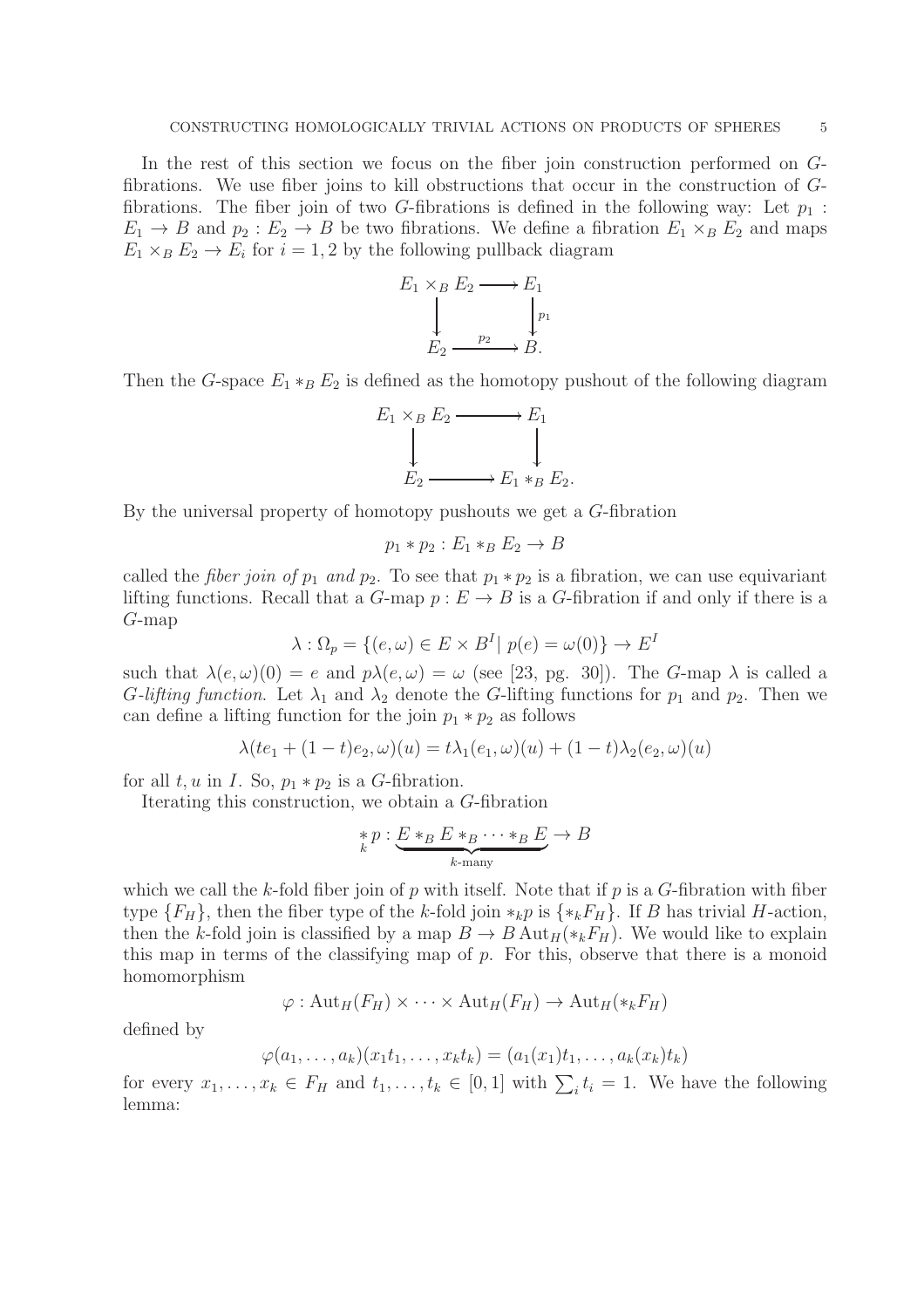In the rest of this section we focus on the fiber join construction performed on $G$-fibrations. We use fiber joins to kill obstructions that occur in the construction of $G$-fibrations. The fiber join of two $G$-fibrations is defined in the following way: Let $p_1 : E_1 \to B$ and $p_2 : E_2 \to B$ be two fibrations. We define a fibration $E_1 \times_B E_2$ and maps $E_1 \times_B E_2 \to E_i$ for $i = 1, 2$ by the following pullback diagram

$$\begin{array}{ccc} E_1 \times_B E_2 & \longrightarrow & E_1 \\ \downarrow & & \downarrow{\scriptstyle p_1} \\ E_2 & \xrightarrow{p_2} & B. \end{array}$$

Then the $G$-space $E_1 *_B E_2$ is defined as the homotopy pushout of the following diagram

$$\begin{array}{ccc} E_1 \times_B E_2 & \longrightarrow & E_1 \\ \downarrow & & \downarrow \\ E_2 & \longrightarrow & E_1 *_B E_2. \end{array}$$

By the universal property of homotopy pushouts we get a $G$-fibration

$$p_1 * p_2 : E_1 *_B E_2 \to B$$

called the *fiber join of* $p_1$ *and* $p_2$. To see that $p_1 * p_2$ is a fibration, we can use equivariant lifting functions. Recall that a $G$-map $p : E \to B$ is a $G$-fibration if and only if there is a $G$-map

$$\lambda : \Omega_p = \{(e, \omega) \in E \times B^I \mid p(e) = \omega(0)\} \to E^I$$

such that $\lambda(e, \omega)(0) = e$ and $p\lambda(e, \omega) = \omega$ (see [23, pg. 30]). The $G$-map $\lambda$ is called a *$G$-lifting function*. Let $\lambda_1$ and $\lambda_2$ denote the $G$-lifting functions for $p_1$ and $p_2$. Then we can define a lifting function for the join $p_1 * p_2$ as follows

$$\lambda(te_1 + (1-t)e_2, \omega)(u) = t\lambda_1(e_1, \omega)(u) + (1-t)\lambda_2(e_2, \omega)(u)$$

for all $t, u$ in $I$. So, $p_1 * p_2$ is a $G$-fibration.

Iterating this construction, we obtain a $G$-fibration

$$\underset{k}{*} p : \underbrace{E *_B E *_B \cdots *_B E}_{k\text{-many}} \to B$$

which we call the $k$-fold fiber join of $p$ with itself. Note that if $p$ is a $G$-fibration with fiber type $\{F_H\}$, then the fiber type of the $k$-fold join $*_k p$ is $\{*_k F_H\}$. If $B$ has trivial $H$-action, then the $k$-fold join is classified by a map $B \to B\,\mathrm{Aut}_H(*_k F_H)$. We would like to explain this map in terms of the classifying map of $p$. For this, observe that there is a monoid homomorphism

$$\varphi : \mathrm{Aut}_H(F_H) \times \cdots \times \mathrm{Aut}_H(F_H) \to \mathrm{Aut}_H(*_k F_H)$$

defined by

$$\varphi(a_1, \ldots, a_k)(x_1 t_1, \ldots, x_k t_k) = (a_1(x_1)t_1, \ldots, a_k(x_k)t_k)$$

for every $x_1, \ldots, x_k \in F_H$ and $t_1, \ldots, t_k \in [0, 1]$ with $\sum_i t_i = 1$. We have the following lemma: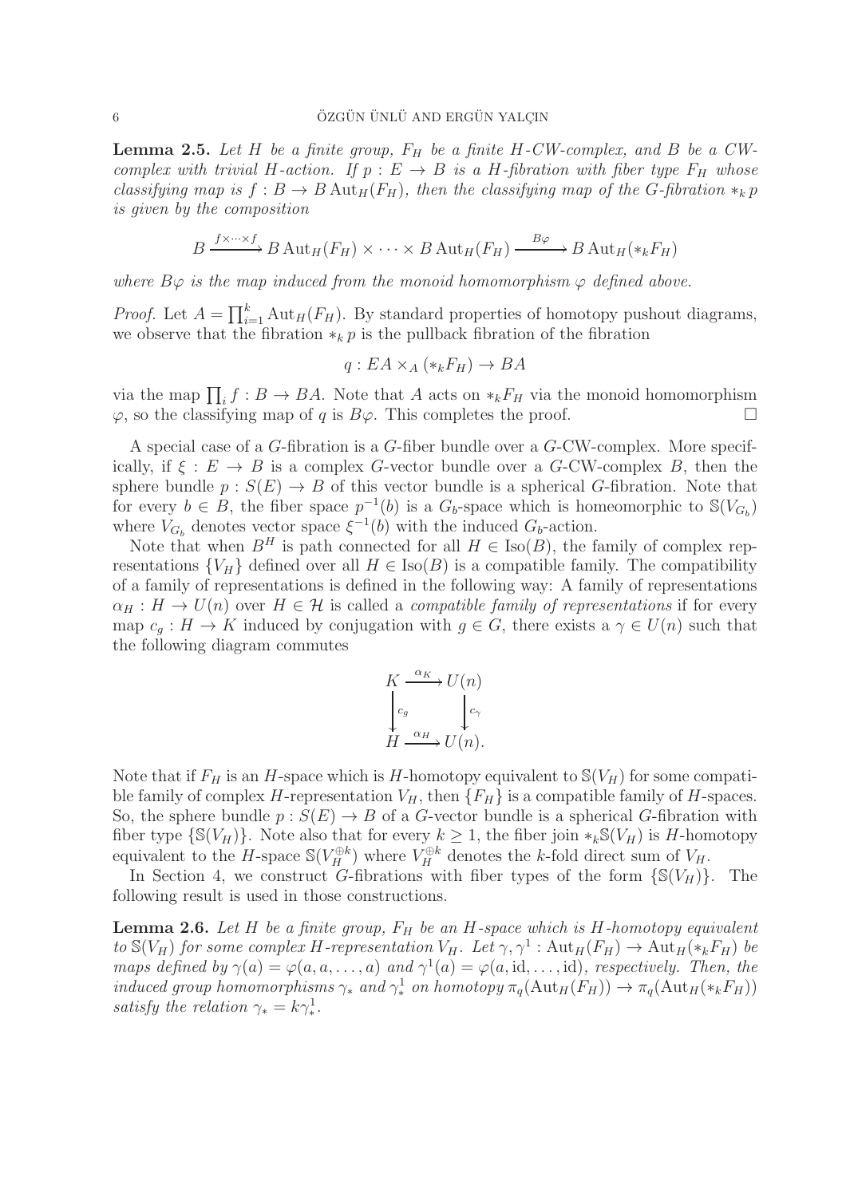**Lemma 2.5.** *Let $H$ be a finite group, $F_H$ be a finite $H$-CW-complex, and $B$ be a CW-complex with trivial $H$-action. If $p : E \to B$ is a $H$-fibration with fiber type $F_H$ whose classifying map is $f : B \to B\operatorname{Aut}_H(F_H)$, then the classifying map of the $G$-fibration $*_k p$ is given by the composition*

$$B \xrightarrow{f\times\cdots\times f} B\operatorname{Aut}_H(F_H) \times \cdots \times B\operatorname{Aut}_H(F_H) \xrightarrow{B\varphi} B\operatorname{Aut}_H(*_k F_H)$$

*where $B\varphi$ is the map induced from the monoid homomorphism $\varphi$ defined above.*

*Proof.* Let $A = \prod_{i=1}^k \operatorname{Aut}_H(F_H)$. By standard properties of homotopy pushout diagrams, we observe that the fibration $*_k p$ is the pullback fibration of the fibration

$$q : EA \times_A (*_k F_H) \to BA$$

via the map $\prod_i f : B \to BA$. Note that $A$ acts on $*_k F_H$ via the monoid homomorphism $\varphi$, so the classifying map of $q$ is $B\varphi$. This completes the proof. □

A special case of a $G$-fibration is a $G$-fiber bundle over a $G$-CW-complex. More specifically, if $\xi : E \to B$ is a complex $G$-vector bundle over a $G$-CW-complex $B$, then the sphere bundle $p : S(E) \to B$ of this vector bundle is a spherical $G$-fibration. Note that for every $b \in B$, the fiber space $p^{-1}(b)$ is a $G_b$-space which is homeomorphic to $\mathbb{S}(V_{G_b})$ where $V_{G_b}$ denotes vector space $\xi^{-1}(b)$ with the induced $G_b$-action.

Note that when $B^H$ is path connected for all $H \in \operatorname{Iso}(B)$, the family of complex representations $\{V_H\}$ defined over all $H \in \operatorname{Iso}(B)$ is a compatible family. The compatibility of a family of representations is defined in the following way: A family of representations $\alpha_H : H \to U(n)$ over $H \in \mathcal{H}$ is called a *compatible family of representations* if for every map $c_g : H \to K$ induced by conjugation with $g \in G$, there exists a $\gamma \in U(n)$ such that the following diagram commutes

$$\begin{array}{ccc} K & \xrightarrow{\alpha_K} & U(n) \\ \downarrow{c_g} & & \downarrow{c_\gamma} \\ H & \xrightarrow{\alpha_H} & U(n). \end{array}$$

Note that if $F_H$ is an $H$-space which is $H$-homotopy equivalent to $\mathbb{S}(V_H)$ for some compatible family of complex $H$-representation $V_H$, then $\{F_H\}$ is a compatible family of $H$-spaces. So, the sphere bundle $p : S(E) \to B$ of a $G$-vector bundle is a spherical $G$-fibration with fiber type $\{\mathbb{S}(V_H)\}$. Note also that for every $k \geq 1$, the fiber join $*_k\mathbb{S}(V_H)$ is $H$-homotopy equivalent to the $H$-space $\mathbb{S}(V_H^{\oplus k})$ where $V_H^{\oplus k}$ denotes the $k$-fold direct sum of $V_H$.

In Section 4, we construct $G$-fibrations with fiber types of the form $\{\mathbb{S}(V_H)\}$. The following result is used in those constructions.

**Lemma 2.6.** *Let $H$ be a finite group, $F_H$ be an $H$-space which is $H$-homotopy equivalent to $\mathbb{S}(V_H)$ for some complex $H$-representation $V_H$. Let $\gamma, \gamma^1 : \operatorname{Aut}_H(F_H) \to \operatorname{Aut}_H(*_k F_H)$ be maps defined by $\gamma(a) = \varphi(a, a, \dots, a)$ and $\gamma^1(a) = \varphi(a, \mathrm{id}, \dots, \mathrm{id})$, respectively. Then, the induced group homomorphisms $\gamma_*$ and $\gamma^1_*$ on homotopy $\pi_q(\operatorname{Aut}_H(F_H)) \to \pi_q(\operatorname{Aut}_H(*_k F_H))$ satisfy the relation $\gamma_* = k\gamma^1_*$.*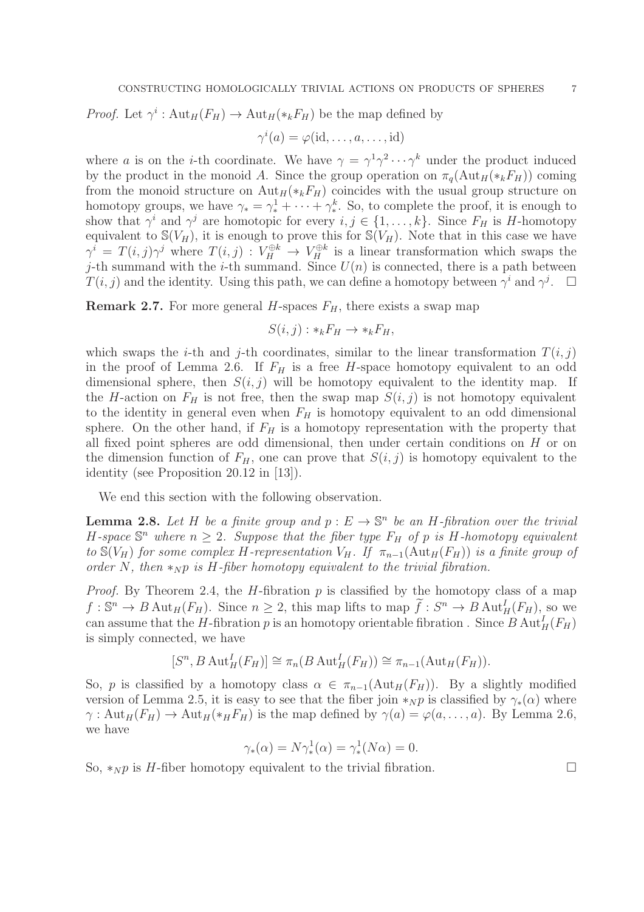*Proof.* Let $\gamma^i : \mathrm{Aut}_H(F_H) \to \mathrm{Aut}_H(*_k F_H)$ be the map defined by

$$\gamma^i(a) = \varphi(\mathrm{id}, \dots, a, \dots, \mathrm{id})$$

where $a$ is on the $i$-th coordinate. We have $\gamma = \gamma^1\gamma^2 \cdots \gamma^k$ under the product induced by the product in the monoid $A$. Since the group operation on $\pi_q(\mathrm{Aut}_H(*_k F_H))$ coming from the monoid structure on $\mathrm{Aut}_H(*_k F_H)$ coincides with the usual group structure on homotopy groups, we have $\gamma_* = \gamma^1_* + \cdots + \gamma^k_*$. So, to complete the proof, it is enough to show that $\gamma^i$ and $\gamma^j$ are homotopic for every $i, j \in \{1, \dots, k\}$. Since $F_H$ is $H$-homotopy equivalent to $\mathbb{S}(V_H)$, it is enough to prove this for $\mathbb{S}(V_H)$. Note that in this case we have $\gamma^i = T(i,j)\gamma^j$ where $T(i,j) : V_H^{\oplus k} \to V_H^{\oplus k}$ is a linear transformation which swaps the $j$-th summand with the $i$-th summand. Since $U(n)$ is connected, there is a path between $T(i,j)$ and the identity. Using this path, we can define a homotopy between $\gamma^i$ and $\gamma^j$. $\square$

**Remark 2.7.** For more general $H$-spaces $F_H$, there exists a swap map

$$S(i,j) : *_k F_H \to *_k F_H,$$

which swaps the $i$-th and $j$-th coordinates, similar to the linear transformation $T(i,j)$ in the proof of Lemma 2.6. If $F_H$ is a free $H$-space homotopy equivalent to an odd dimensional sphere, then $S(i,j)$ will be homotopy equivalent to the identity map. If the $H$-action on $F_H$ is not free, then the swap map $S(i,j)$ is not homotopy equivalent to the identity in general even when $F_H$ is homotopy equivalent to an odd dimensional sphere. On the other hand, if $F_H$ is a homotopy representation with the property that all fixed point spheres are odd dimensional, then under certain conditions on $H$ or on the dimension function of $F_H$, one can prove that $S(i,j)$ is homotopy equivalent to the identity (see Proposition 20.12 in [13]).

We end this section with the following observation.

**Lemma 2.8.** *Let $H$ be a finite group and $p : E \to \mathbb{S}^n$ be an $H$-fibration over the trivial $H$-space $\mathbb{S}^n$ where $n \geq 2$. Suppose that the fiber type $F_H$ of $p$ is $H$-homotopy equivalent to $\mathbb{S}(V_H)$ for some complex $H$-representation $V_H$. If $\pi_{n-1}(\mathrm{Aut}_H(F_H))$ is a finite group of order $N$, then $*_N p$ is $H$-fiber homotopy equivalent to the trivial fibration.*

*Proof.* By Theorem 2.4, the $H$-fibration $p$ is classified by the homotopy class of a map $f : \mathbb{S}^n \to B\,\mathrm{Aut}_H(F_H)$. Since $n \geq 2$, this map lifts to map $\widetilde{f} : S^n \to B\,\mathrm{Aut}^I_H(F_H)$, so we can assume that the $H$-fibration $p$ is an homotopy orientable fibration . Since $B\,\mathrm{Aut}^I_H(F_H)$ is simply connected, we have

$$[S^n, B\,\mathrm{Aut}^I_H(F_H)] \cong \pi_n(B\,\mathrm{Aut}^I_H(F_H)) \cong \pi_{n-1}(\mathrm{Aut}_H(F_H)).$$

So, $p$ is classified by a homotopy class $\alpha \in \pi_{n-1}(\mathrm{Aut}_H(F_H))$. By a slightly modified version of Lemma 2.5, it is easy to see that the fiber join $*_N p$ is classified by $\gamma_*(\alpha)$ where $\gamma : \mathrm{Aut}_H(F_H) \to \mathrm{Aut}_H(*_H F_H)$ is the map defined by $\gamma(a) = \varphi(a, \dots, a)$. By Lemma 2.6, we have

$$\gamma_*(\alpha) = N\gamma^1_*(\alpha) = \gamma^1_*(N\alpha) = 0.$$

So, $*_N p$ is $H$-fiber homotopy equivalent to the trivial fibration. $\square$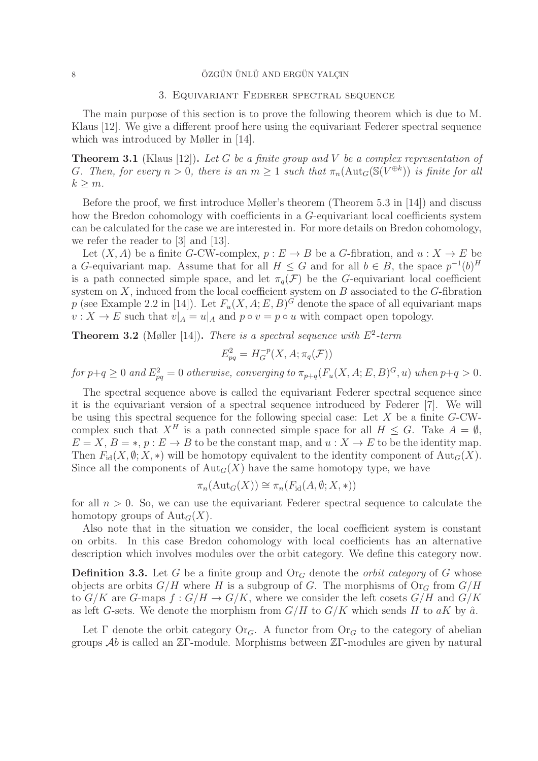## 3. Equivariant Federer spectral sequence

The main purpose of this section is to prove the following theorem which is due to M. Klaus [12]. We give a different proof here using the equivariant Federer spectral sequence which was introduced by Møller in [14].

**Theorem 3.1** (Klaus [12])**.** *Let $G$ be a finite group and $V$ be a complex representation of $G$. Then, for every $n > 0$, there is an $m \geq 1$ such that $\pi_n(\mathrm{Aut}_G(\mathbb{S}(V^{\oplus k}))$ is finite for all $k \geq m$.*

Before the proof, we first introduce Møller's theorem (Theorem 5.3 in [14]) and discuss how the Bredon cohomology with coefficients in a $G$-equivariant local coefficients system can be calculated for the case we are interested in. For more details on Bredon cohomology, we refer the reader to [3] and [13].

Let $(X, A)$ be a finite $G$-CW-complex, $p : E \to B$ be a $G$-fibration, and $u : X \to E$ be a $G$-equivariant map. Assume that for all $H \leq G$ and for all $b \in B$, the space $p^{-1}(b)^H$ is a path connected simple space, and let $\pi_q(\mathcal{F})$ be the $G$-equivariant local coefficient system on $X$, induced from the local coefficient system on $B$ associated to the $G$-fibration $p$ (see Example 2.2 in [14]). Let $F_u(X, A; E, B)^G$ denote the space of all equivariant maps $v : X \to E$ such that $v|_A = u|_A$ and $p \circ v = p \circ u$ with compact open topology.

**Theorem 3.2** (Møller [14])**.** *There is a spectral sequence with $E^2$-term*

$$E^2_{pq} = H^{-p}_G(X, A; \pi_q(\mathcal{F}))$$

*for $p+q \geq 0$ and $E^2_{pq} = 0$ otherwise, converging to $\pi_{p+q}(F_u(X, A; E, B)^G, u)$ when $p+q > 0$.*

The spectral sequence above is called the equivariant Federer spectral sequence since it is the equivariant version of a spectral sequence introduced by Federer [7]. We will be using this spectral sequence for the following special case: Let $X$ be a finite $G$-CW-complex such that $X^H$ is a path connected simple space for all $H \leq G$. Take $A = \emptyset$, $E = X$, $B = *$, $p : E \to B$ to be the constant map, and $u : X \to E$ to be the identity map. Then $F_{\mathrm{id}}(X, \emptyset; X, *)$ will be homotopy equivalent to the identity component of $\mathrm{Aut}_G(X)$. Since all the components of $\mathrm{Aut}_G(X)$ have the same homotopy type, we have

$$\pi_n(\mathrm{Aut}_G(X)) \cong \pi_n(F_{\mathrm{id}}(A, \emptyset; X, *))$$

for all $n > 0$. So, we can use the equivariant Federer spectral sequence to calculate the homotopy groups of $\mathrm{Aut}_G(X)$.

Also note that in the situation we consider, the local coefficient system is constant on orbits. In this case Bredon cohomology with local coefficients has an alternative description which involves modules over the orbit category. We define this category now.

**Definition 3.3.** Let $G$ be a finite group and $\mathrm{Or}_G$ denote the *orbit category* of $G$ whose objects are orbits $G/H$ where $H$ is a subgroup of $G$. The morphisms of $\mathrm{Or}_G$ from $G/H$ to $G/K$ are $G$-maps $f : G/H \to G/K$, where we consider the left cosets $G/H$ and $G/K$ as left $G$-sets. We denote the morphism from $G/H$ to $G/K$ which sends $H$ to $aK$ by $\hat{a}$.

Let $\Gamma$ denote the orbit category $\mathrm{Or}_G$. A functor from $\mathrm{Or}_G$ to the category of abelian groups $\mathcal{A}b$ is called an $\mathbb{Z}\Gamma$-module. Morphisms between $\mathbb{Z}\Gamma$-modules are given by natural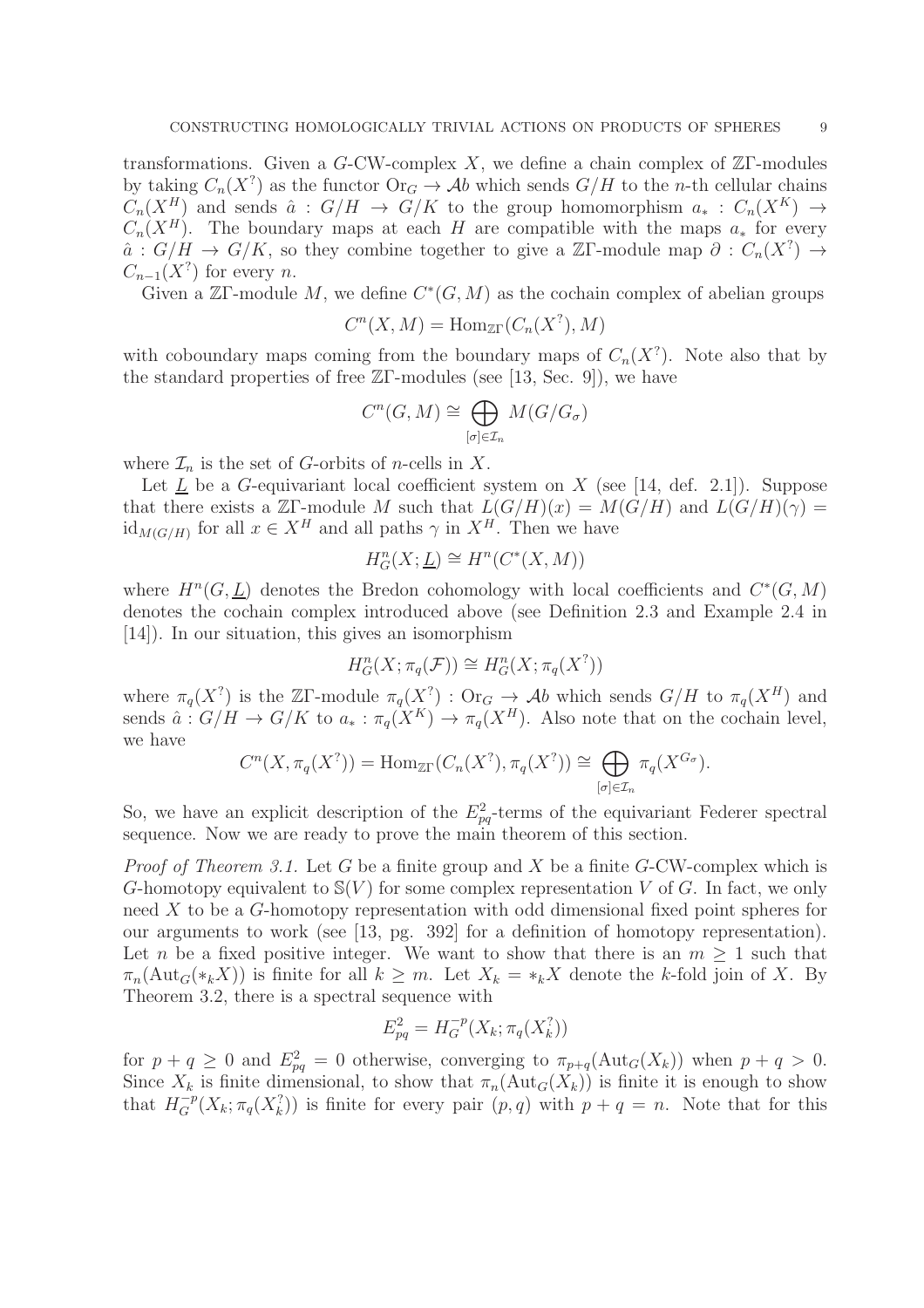transformations. Given a $G$-CW-complex $X$, we define a chain complex of $\mathbb{Z}\Gamma$-modules by taking $C_n(X^?)$ as the functor $\mathrm{Or}_G \to \mathcal{A}b$ which sends $G/H$ to the $n$-th cellular chains $C_n(X^H)$ and sends $\hat{a} : G/H \to G/K$ to the group homomorphism $a_* : C_n(X^K) \to C_n(X^H)$. The boundary maps at each $H$ are compatible with the maps $a_*$ for every $\hat{a} : G/H \to G/K$, so they combine together to give a $\mathbb{Z}\Gamma$-module map $\partial : C_n(X^?) \to C_{n-1}(X^?)$ for every $n$.

Given a $\mathbb{Z}\Gamma$-module $M$, we define $C^*(G, M)$ as the cochain complex of abelian groups

$$C^n(X, M) = \mathrm{Hom}_{\mathbb{Z}\Gamma}(C_n(X^?), M)$$

with coboundary maps coming from the boundary maps of $C_n(X^?)$. Note also that by the standard properties of free $\mathbb{Z}\Gamma$-modules (see [13, Sec. 9]), we have

$$C^n(G, M) \cong \bigoplus_{[\sigma] \in \mathcal{I}_n} M(G/G_\sigma)$$

where $\mathcal{I}_n$ is the set of $G$-orbits of $n$-cells in $X$.

Let $\underline{L}$ be a $G$-equivariant local coefficient system on $X$ (see [14, def. 2.1]). Suppose that there exists a $\mathbb{Z}\Gamma$-module $M$ such that $L(G/H)(x) = M(G/H)$ and $L(G/H)(\gamma) = \mathrm{id}_{M(G/H)}$ for all $x \in X^H$ and all paths $\gamma$ in $X^H$. Then we have

$$H^n_G(X; \underline{L}) \cong H^n(C^*(X, M))$$

where $H^n(G, \underline{L})$ denotes the Bredon cohomology with local coefficients and $C^*(G, M)$ denotes the cochain complex introduced above (see Definition 2.3 and Example 2.4 in [14]). In our situation, this gives an isomorphism

$$H^n_G(X; \pi_q(\mathcal{F})) \cong H^n_G(X; \pi_q(X^?))$$

where $\pi_q(X^?)$ is the $\mathbb{Z}\Gamma$-module $\pi_q(X^?) : \mathrm{Or}_G \to \mathcal{A}b$ which sends $G/H$ to $\pi_q(X^H)$ and sends $\hat{a} : G/H \to G/K$ to $a_* : \pi_q(X^K) \to \pi_q(X^H)$. Also note that on the cochain level, we have

$$C^n(X, \pi_q(X^?)) = \mathrm{Hom}_{\mathbb{Z}\Gamma}(C_n(X^?), \pi_q(X^?)) \cong \bigoplus_{[\sigma] \in \mathcal{I}_n} \pi_q(X^{G_\sigma}).$$

So, we have an explicit description of the $E^2_{pq}$-terms of the equivariant Federer spectral sequence. Now we are ready to prove the main theorem of this section.

*Proof of Theorem 3.1.* Let $G$ be a finite group and $X$ be a finite $G$-CW-complex which is $G$-homotopy equivalent to $\mathbb{S}(V)$ for some complex representation $V$ of $G$. In fact, we only need $X$ to be a $G$-homotopy representation with odd dimensional fixed point spheres for our arguments to work (see [13, pg. 392] for a definition of homotopy representation). Let $n$ be a fixed positive integer. We want to show that there is an $m \geq 1$ such that $\pi_n(\mathrm{Aut}_G(*_k X))$ is finite for all $k \geq m$. Let $X_k = *_k X$ denote the $k$-fold join of $X$. By Theorem 3.2, there is a spectral sequence with

$$E^2_{pq} = H^{-p}_G(X_k; \pi_q(X_k^?))$$

for $p + q \geq 0$ and $E^2_{pq} = 0$ otherwise, converging to $\pi_{p+q}(\mathrm{Aut}_G(X_k))$ when $p + q > 0$. Since $X_k$ is finite dimensional, to show that $\pi_n(\mathrm{Aut}_G(X_k))$ is finite it is enough to show that $H^{-p}_G(X_k; \pi_q(X_k^?))$ is finite for every pair $(p, q)$ with $p + q = n$. Note that for this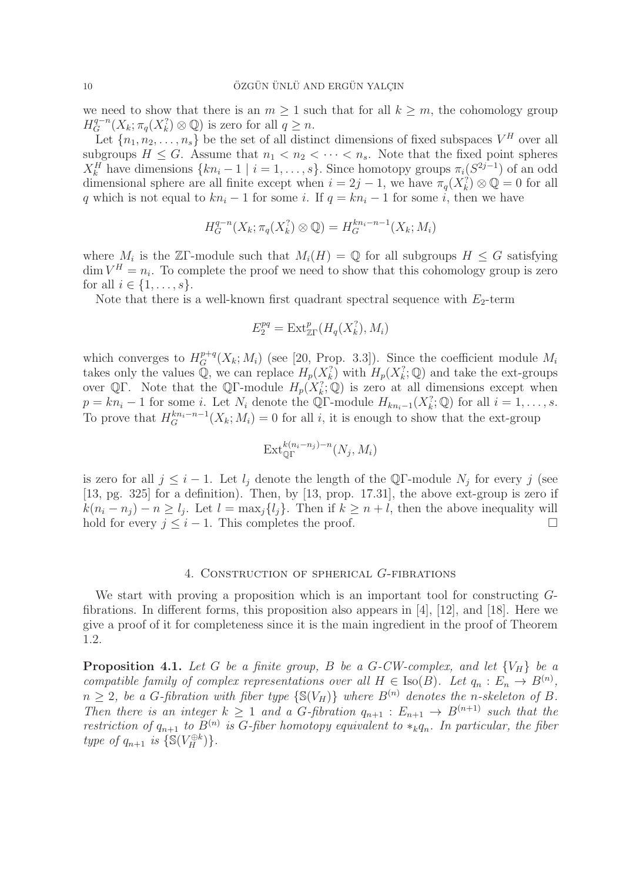we need to show that there is an $m \geq 1$ such that for all $k \geq m$, the cohomology group $H_G^{q-n}(X_k; \pi_q(X_k^?) \otimes \mathbb{Q})$ is zero for all $q \geq n$.

Let $\{n_1, n_2, \dots, n_s\}$ be the set of all distinct dimensions of fixed subspaces $V^H$ over all subgroups $H \leq G$. Assume that $n_1 < n_2 < \cdots < n_s$. Note that the fixed point spheres $X_k^H$ have dimensions $\{kn_i - 1 \mid i = 1, \dots, s\}$. Since homotopy groups $\pi_i(S^{2j-1})$ of an odd dimensional sphere are all finite except when $i = 2j - 1$, we have $\pi_q(X_k^?) \otimes \mathbb{Q} = 0$ for all $q$ which is not equal to $kn_i - 1$ for some $i$. If $q = kn_i - 1$ for some $i$, then we have

$$H_G^{q-n}(X_k; \pi_q(X_k^?) \otimes \mathbb{Q}) = H_G^{kn_i-n-1}(X_k; M_i)$$

where $M_i$ is the $\mathbb{Z}\Gamma$-module such that $M_i(H) = \mathbb{Q}$ for all subgroups $H \leq G$ satisfying $\dim V^H = n_i$. To complete the proof we need to show that this cohomology group is zero for all $i \in \{1, \dots, s\}$.

Note that there is a well-known first quadrant spectral sequence with $E_2$-term

$$E_2^{pq} = \mathrm{Ext}^p_{\mathbb{Z}\Gamma}(H_q(X_k^?), M_i)$$

which converges to $H_G^{p+q}(X_k; M_i)$ (see [20, Prop. 3.3]). Since the coefficient module $M_i$ takes only the values $\mathbb{Q}$, we can replace $H_p(X_k^?)$ with $H_p(X_k^?; \mathbb{Q})$ and take the ext-groups over $\mathbb{Q}\Gamma$. Note that the $\mathbb{Q}\Gamma$-module $H_p(X_k^?; \mathbb{Q})$ is zero at all dimensions except when $p = kn_i - 1$ for some $i$. Let $N_i$ denote the $\mathbb{Q}\Gamma$-module $H_{kn_i-1}(X_k^?; \mathbb{Q})$ for all $i = 1, \dots, s$. To prove that $H_G^{kn_i-n-1}(X_k; M_i) = 0$ for all $i$, it is enough to show that the ext-group

$$\mathrm{Ext}^{k(n_i-n_j)-n}_{\mathbb{Q}\Gamma}(N_j, M_i)$$

is zero for all $j \leq i - 1$. Let $l_j$ denote the length of the $\mathbb{Q}\Gamma$-module $N_j$ for every $j$ (see [13, pg. 325] for a definition). Then, by [13, prop. 17.31], the above ext-group is zero if $k(n_i - n_j) - n \geq l_j$. Let $l = \max_j\{l_j\}$. Then if $k \geq n + l$, then the above inequality will hold for every $j \leq i - 1$. This completes the proof. □

## 4. Construction of spherical $G$-fibrations

We start with proving a proposition which is an important tool for constructing $G$-fibrations. In different forms, this proposition also appears in [4], [12], and [18]. Here we give a proof of it for completeness since it is the main ingredient in the proof of Theorem 1.2.

**Proposition 4.1.** *Let $G$ be a finite group, $B$ be a $G$-CW-complex, and let $\{V_H\}$ be a compatible family of complex representations over all $H \in \mathrm{Iso}(B)$. Let $q_n : E_n \to B^{(n)}$, $n \geq 2$, be a $G$-fibration with fiber type $\{\mathbb{S}(V_H)\}$ where $B^{(n)}$ denotes the $n$-skeleton of $B$. Then there is an integer $k \geq 1$ and a $G$-fibration $q_{n+1} : E_{n+1} \to B^{(n+1)}$ such that the restriction of $q_{n+1}$ to $B^{(n)}$ is $G$-fiber homotopy equivalent to $*_k q_n$. In particular, the fiber type of $q_{n+1}$ is $\{\mathbb{S}(V_H^{\oplus k})\}$.*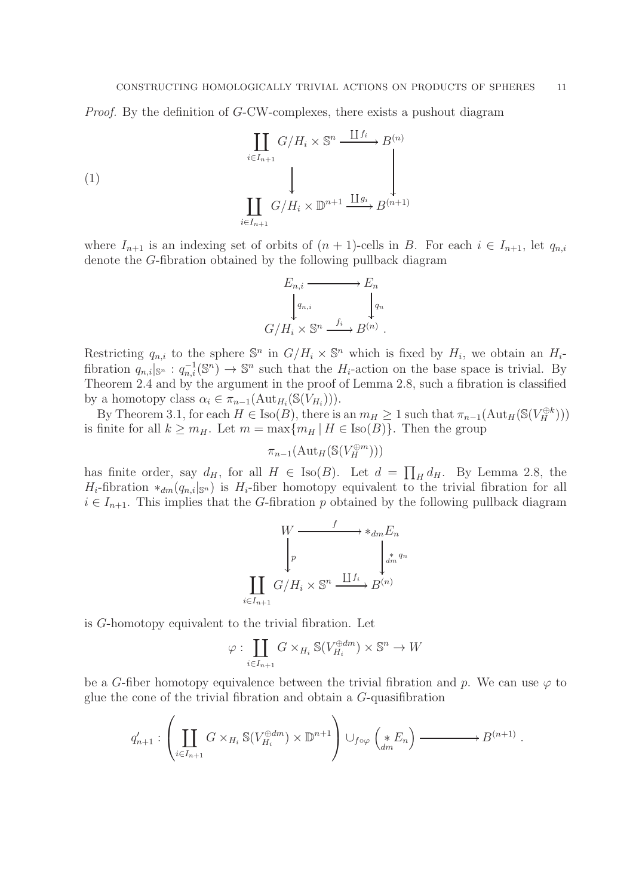*Proof.* By the definition of $G$-CW-complexes, there exists a pushout diagram

$$
\begin{array}{ccc}
\displaystyle\coprod_{i \in I_{n+1}} G/H_i \times \mathbb{S}^n & \xrightarrow{\coprod f_i} & B^{(n)} \\
\big\downarrow & & \big\downarrow \\
\displaystyle\coprod_{i \in I_{n+1}} G/H_i \times \mathbb{D}^{n+1} & \xrightarrow{\coprod g_i} & B^{(n+1)}
\end{array}
\tag{1}
$$

where $I_{n+1}$ is an indexing set of orbits of $(n+1)$-cells in $B$. For each $i \in I_{n+1}$, let $q_{n,i}$ denote the $G$-fibration obtained by the following pullback diagram

$$
\begin{array}{ccc}
E_{n,i} & \longrightarrow & E_n \\
\big\downarrow{\scriptstyle q_{n,i}} & & \big\downarrow{\scriptstyle q_n} \\
G/H_i \times \mathbb{S}^n & \xrightarrow{f_i} & B^{(n)} .
\end{array}
$$

Restricting $q_{n,i}$ to the sphere $\mathbb{S}^n$ in $G/H_i \times \mathbb{S}^n$ which is fixed by $H_i$, we obtain an $H_i$-fibration $q_{n,i}|_{\mathbb{S}^n} : q_{n,i}^{-1}(\mathbb{S}^n) \to \mathbb{S}^n$ such that the $H_i$-action on the base space is trivial. By Theorem 2.4 and by the argument in the proof of Lemma 2.8, such a fibration is classified by a homotopy class $\alpha_i \in \pi_{n-1}(\mathrm{Aut}_{H_i}(\mathbb{S}(V_{H_i})))$.

By Theorem 3.1, for each $H \in \mathrm{Iso}(B)$, there is an $m_H \geq 1$ such that $\pi_{n-1}(\mathrm{Aut}_H(\mathbb{S}(V_H^{\oplus k})))$ is finite for all $k \geq m_H$. Let $m = \max\{m_H \mid H \in \mathrm{Iso}(B)\}$. Then the group

$$\pi_{n-1}(\mathrm{Aut}_H(\mathbb{S}(V_H^{\oplus m})))$$

has finite order, say $d_H$, for all $H \in \mathrm{Iso}(B)$. Let $d = \prod_H d_H$. By Lemma 2.8, the $H_i$-fibration $*_{dm}(q_{n,i}|_{\mathbb{S}^n})$ is $H_i$-fiber homotopy equivalent to the trivial fibration for all $i \in I_{n+1}$. This implies that the $G$-fibration $p$ obtained by the following pullback diagram

$$
\begin{array}{ccc}
W & \xrightarrow{\quad f \quad} & *_{dm} E_n \\
\big\downarrow{\scriptstyle p} & & \big\downarrow{\scriptstyle *_{dm} q_n} \\
\displaystyle\coprod_{i \in I_{n+1}} G/H_i \times \mathbb{S}^n & \xrightarrow{\coprod f_i} & B^{(n)}
\end{array}
$$

is $G$-homotopy equivalent to the trivial fibration. Let

$$\varphi : \coprod_{i \in I_{n+1}} G \times_{H_i} \mathbb{S}(V_{H_i}^{\oplus dm}) \times \mathbb{S}^n \to W$$

be a $G$-fiber homotopy equivalence between the trivial fibration and $p$. We can use $\varphi$ to glue the cone of the trivial fibration and obtain a $G$-quasifibration

$$q'_{n+1} : \left( \coprod_{i \in I_{n+1}} G \times_{H_i} \mathbb{S}(V_{H_i}^{\oplus dm}) \times \mathbb{D}^{n+1} \right) \cup_{f \circ \varphi} \left( \mathop{*}_{dm} E_n \right) \longrightarrow B^{(n+1)} .$$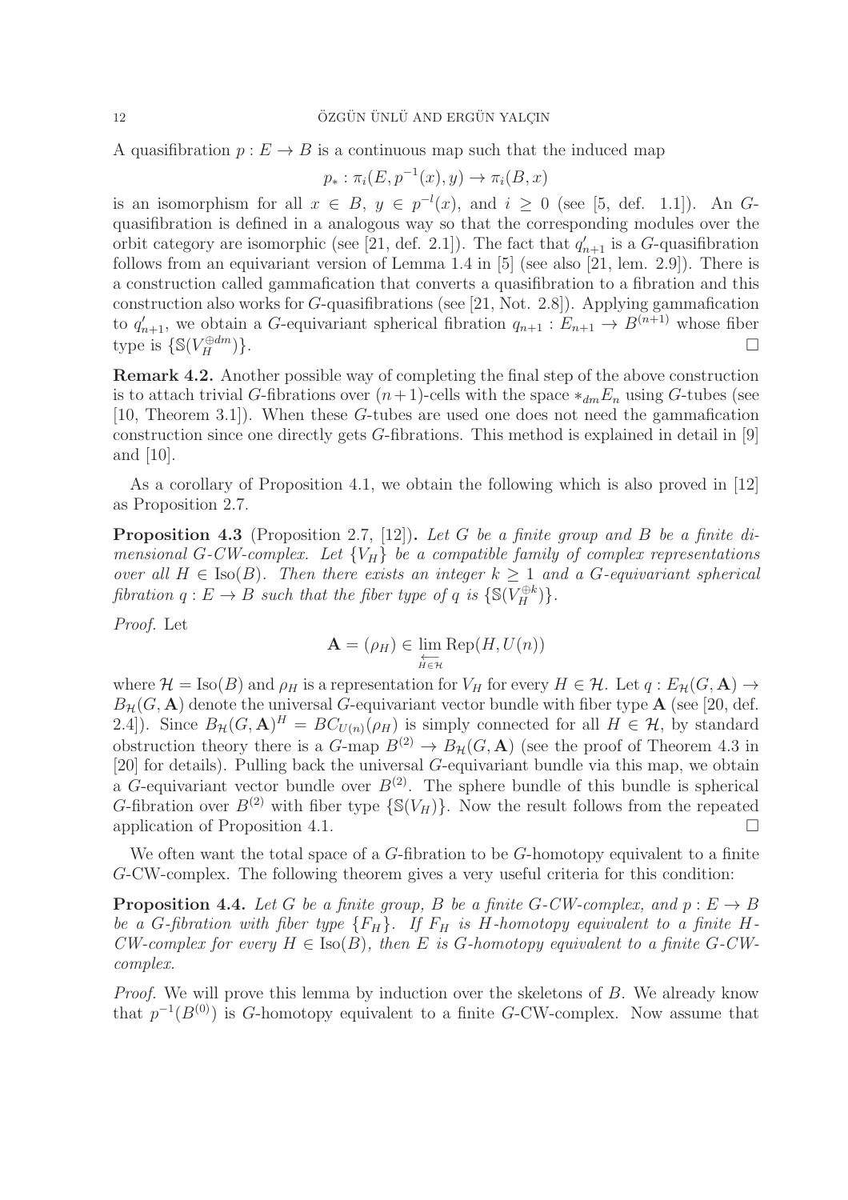A quasifibration $p : E \to B$ is a continuous map such that the induced map

$$p_* : \pi_i(E, p^{-1}(x), y) \to \pi_i(B, x)$$

is an isomorphism for all $x \in B$, $y \in p^{-l}(x)$, and $i \geq 0$ (see [5, def. 1.1]). An $G$-quasifibration is defined in a analogous way so that the corresponding modules over the orbit category are isomorphic (see [21, def. 2.1]). The fact that $q'_{n+1}$ is a $G$-quasifibration follows from an equivariant version of Lemma 1.4 in [5] (see also [21, lem. 2.9]). There is a construction called gammafication that converts a quasifibration to a fibration and this construction also works for $G$-quasifibrations (see [21, Not. 2.8]). Applying gammafication to $q'_{n+1}$, we obtain a $G$-equivariant spherical fibration $q_{n+1} : E_{n+1} \to B^{(n+1)}$ whose fiber type is $\{\mathbb{S}(V_H^{\oplus dm})\}$. □

**Remark 4.2.** Another possible way of completing the final step of the above construction is to attach trivial $G$-fibrations over $(n+1)$-cells with the space $*_{dm}E_n$ using $G$-tubes (see [10, Theorem 3.1]). When these $G$-tubes are used one does not need the gammafication construction since one directly gets $G$-fibrations. This method is explained in detail in [9] and [10].

As a corollary of Proposition 4.1, we obtain the following which is also proved in [12] as Proposition 2.7.

**Proposition 4.3** (Proposition 2.7, [12])**.** *Let $G$ be a finite group and $B$ be a finite dimensional $G$-CW-complex. Let $\{V_H\}$ be a compatible family of complex representations over all $H \in \mathrm{Iso}(B)$. Then there exists an integer $k \geq 1$ and a $G$-equivariant spherical fibration $q : E \to B$ such that the fiber type of $q$ is $\{\mathbb{S}(V_H^{\oplus k})\}$.*

*Proof.* Let

$$\mathbf{A} = (\rho_H) \in \varprojlim_{H \in \mathcal{H}} \mathrm{Rep}(H, U(n))$$

where $\mathcal{H} = \mathrm{Iso}(B)$ and $\rho_H$ is a representation for $V_H$ for every $H \in \mathcal{H}$. Let $q : E_{\mathcal{H}}(G, \mathbf{A}) \to B_{\mathcal{H}}(G, \mathbf{A})$ denote the universal $G$-equivariant vector bundle with fiber type $\mathbf{A}$ (see [20, def. 2.4]). Since $B_{\mathcal{H}}(G, \mathbf{A})^H = BC_{U(n)}(\rho_H)$ is simply connected for all $H \in \mathcal{H}$, by standard obstruction theory there is a $G$-map $B^{(2)} \to B_{\mathcal{H}}(G, \mathbf{A})$ (see the proof of Theorem 4.3 in [20] for details). Pulling back the universal $G$-equivariant bundle via this map, we obtain a $G$-equivariant vector bundle over $B^{(2)}$. The sphere bundle of this bundle is spherical $G$-fibration over $B^{(2)}$ with fiber type $\{\mathbb{S}(V_H)\}$. Now the result follows from the repeated application of Proposition 4.1. □

We often want the total space of a $G$-fibration to be $G$-homotopy equivalent to a finite $G$-CW-complex. The following theorem gives a very useful criteria for this condition:

**Proposition 4.4.** *Let $G$ be a finite group, $B$ be a finite $G$-CW-complex, and $p : E \to B$ be a $G$-fibration with fiber type $\{F_H\}$. If $F_H$ is $H$-homotopy equivalent to a finite $H$-CW-complex for every $H \in \mathrm{Iso}(B)$, then $E$ is $G$-homotopy equivalent to a finite $G$-CW-complex.*

*Proof.* We will prove this lemma by induction over the skeletons of $B$. We already know that $p^{-1}(B^{(0)})$ is $G$-homotopy equivalent to a finite $G$-CW-complex. Now assume that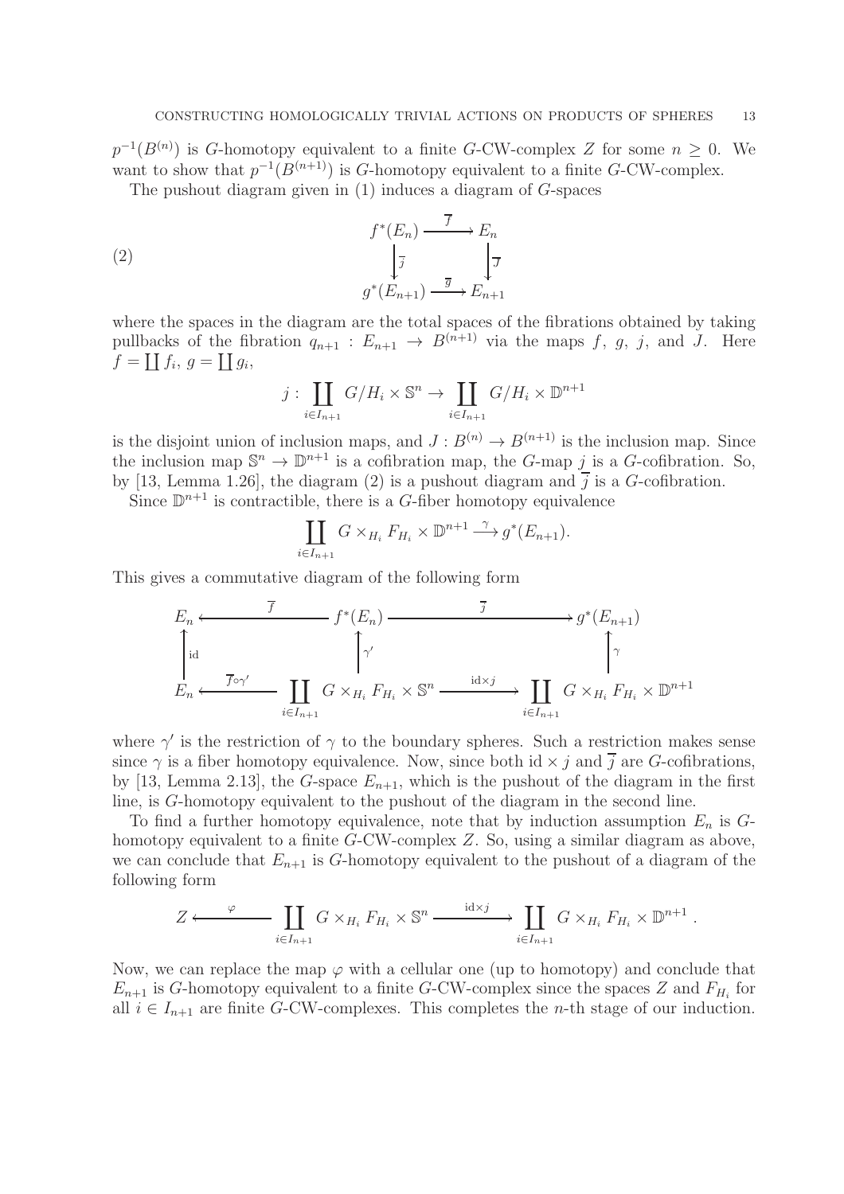$p^{-1}(B^{(n)})$ is $G$-homotopy equivalent to a finite $G$-CW-complex $Z$ for some $n \geq 0$. We want to show that $p^{-1}(B^{(n+1)})$ is $G$-homotopy equivalent to a finite $G$-CW-complex.

The pushout diagram given in (1) induces a diagram of $G$-spaces

$$
\begin{array}{ccc}
f^*(E_n) & \xrightarrow{\overline{f}} & E_n \\
\Big\downarrow \overline{j} & & \Big\downarrow \overline{J} \\
g^*(E_{n+1}) & \xrightarrow{\overline{g}} & E_{n+1}
\end{array}
\tag{2}
$$

where the spaces in the diagram are the total spaces of the fibrations obtained by taking pullbacks of the fibration $q_{n+1} : E_{n+1} \to B^{(n+1)}$ via the maps $f$, $g$, $j$, and $J$. Here $f = \coprod f_i$, $g = \coprod g_i$,

$$
j : \coprod_{i \in I_{n+1}} G/H_i \times \mathbb{S}^n \to \coprod_{i \in I_{n+1}} G/H_i \times \mathbb{D}^{n+1}
$$

is the disjoint union of inclusion maps, and $J : B^{(n)} \to B^{(n+1)}$ is the inclusion map. Since the inclusion map $\mathbb{S}^n \to \mathbb{D}^{n+1}$ is a cofibration map, the $G$-map $j$ is a $G$-cofibration. So, by [13, Lemma 1.26], the diagram (2) is a pushout diagram and $\overline{j}$ is a $G$-cofibration.

Since $\mathbb{D}^{n+1}$ is contractible, there is a $G$-fiber homotopy equivalence

$$
\coprod_{i \in I_{n+1}} G \times_{H_i} F_{H_i} \times \mathbb{D}^{n+1} \xrightarrow{\gamma} g^*(E_{n+1}).
$$

This gives a commutative diagram of the following form

$$
\begin{array}{ccccc}
E_n & \xleftarrow{\overline{f}} & f^*(E_n) & \xrightarrow{\overline{j}} & g^*(E_{n+1}) \\
\Big\uparrow \text{id} & & \Big\uparrow \gamma' & & \Big\uparrow \gamma \\
E_n & \xleftarrow{\overline{f} \circ \gamma'} & \coprod_{i \in I_{n+1}} G \times_{H_i} F_{H_i} \times \mathbb{S}^n & \xrightarrow{\text{id} \times j} & \coprod_{i \in I_{n+1}} G \times_{H_i} F_{H_i} \times \mathbb{D}^{n+1}
\end{array}
$$

where $\gamma'$ is the restriction of $\gamma$ to the boundary spheres. Such a restriction makes sense since $\gamma$ is a fiber homotopy equivalence. Now, since both $\text{id} \times j$ and $\overline{j}$ are $G$-cofibrations, by [13, Lemma 2.13], the $G$-space $E_{n+1}$, which is the pushout of the diagram in the first line, is $G$-homotopy equivalent to the pushout of the diagram in the second line.

To find a further homotopy equivalence, note that by induction assumption $E_n$ is $G$-homotopy equivalent to a finite $G$-CW-complex $Z$. So, using a similar diagram as above, we can conclude that $E_{n+1}$ is $G$-homotopy equivalent to the pushout of a diagram of the following form

$$
Z \xleftarrow{\varphi} \coprod_{i \in I_{n+1}} G \times_{H_i} F_{H_i} \times \mathbb{S}^n \xrightarrow{\text{id} \times j} \coprod_{i \in I_{n+1}} G \times_{H_i} F_{H_i} \times \mathbb{D}^{n+1} .
$$

Now, we can replace the map $\varphi$ with a cellular one (up to homotopy) and conclude that $E_{n+1}$ is $G$-homotopy equivalent to a finite $G$-CW-complex since the spaces $Z$ and $F_{H_i}$ for all $i \in I_{n+1}$ are finite $G$-CW-complexes. This completes the $n$-th stage of our induction.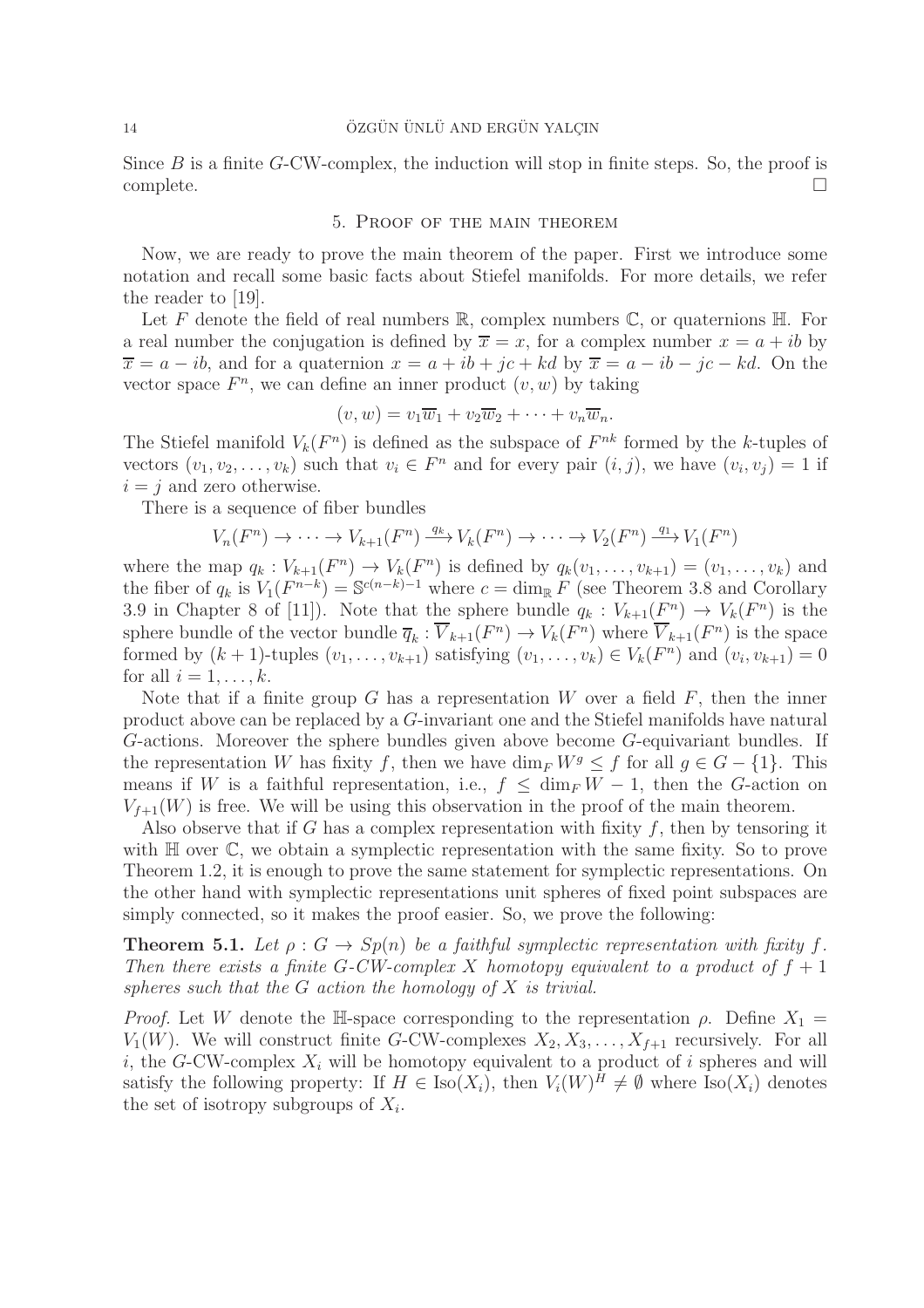Since $B$ is a finite $G$-CW-complex, the induction will stop in finite steps. So, the proof is complete. $\square$

## 5. Proof of the main theorem

Now, we are ready to prove the main theorem of the paper. First we introduce some notation and recall some basic facts about Stiefel manifolds. For more details, we refer the reader to [19].

Let $F$ denote the field of real numbers $\mathbb{R}$, complex numbers $\mathbb{C}$, or quaternions $\mathbb{H}$. For a real number the conjugation is defined by $\overline{x} = x$, for a complex number $x = a + ib$ by $\overline{x} = a - ib$, and for a quaternion $x = a + ib + jc + kd$ by $\overline{x} = a - ib - jc - kd$. On the vector space $F^n$, we can define an inner product $(v, w)$ by taking

$$(v, w) = v_1\overline{w}_1 + v_2\overline{w}_2 + \cdots + v_n\overline{w}_n.$$

The Stiefel manifold $V_k(F^n)$ is defined as the subspace of $F^{nk}$ formed by the $k$-tuples of vectors $(v_1, v_2, \ldots, v_k)$ such that $v_i \in F^n$ and for every pair $(i, j)$, we have $(v_i, v_j) = 1$ if $i = j$ and zero otherwise.

There is a sequence of fiber bundles

$$V_n(F^n) \to \cdots \to V_{k+1}(F^n) \xrightarrow{q_k} V_k(F^n) \to \cdots \to V_2(F^n) \xrightarrow{q_1} V_1(F^n)$$

where the map $q_k : V_{k+1}(F^n) \to V_k(F^n)$ is defined by $q_k(v_1, \ldots, v_{k+1}) = (v_1, \ldots, v_k)$ and the fiber of $q_k$ is $V_1(F^{n-k}) = \mathbb{S}^{c(n-k)-1}$ where $c = \dim_{\mathbb{R}} F$ (see Theorem 3.8 and Corollary 3.9 in Chapter 8 of [11]). Note that the sphere bundle $q_k : V_{k+1}(F^n) \to V_k(F^n)$ is the sphere bundle of the vector bundle $\overline{q}_k : \overline{V}_{k+1}(F^n) \to V_k(F^n)$ where $\overline{V}_{k+1}(F^n)$ is the space formed by $(k+1)$-tuples $(v_1, \ldots, v_{k+1})$ satisfying $(v_1, \ldots, v_k) \in V_k(F^n)$ and $(v_i, v_{k+1}) = 0$ for all $i = 1, \ldots, k$.

Note that if a finite group $G$ has a representation $W$ over a field $F$, then the inner product above can be replaced by a $G$-invariant one and the Stiefel manifolds have natural $G$-actions. Moreover the sphere bundles given above become $G$-equivariant bundles. If the representation $W$ has fixity $f$, then we have $\dim_F W^g \leq f$ for all $g \in G - \{1\}$. This means if $W$ is a faithful representation, i.e., $f \leq \dim_F W - 1$, then the $G$-action on $V_{f+1}(W)$ is free. We will be using this observation in the proof of the main theorem.

Also observe that if $G$ has a complex representation with fixity $f$, then by tensoring it with $\mathbb{H}$ over $\mathbb{C}$, we obtain a symplectic representation with the same fixity. So to prove Theorem 1.2, it is enough to prove the same statement for symplectic representations. On the other hand with symplectic representations unit spheres of fixed point subspaces are simply connected, so it makes the proof easier. So, we prove the following:

**Theorem 5.1.** *Let $\rho : G \to Sp(n)$ be a faithful symplectic representation with fixity $f$. Then there exists a finite $G$-CW-complex $X$ homotopy equivalent to a product of $f+1$ spheres such that the $G$ action the homology of $X$ is trivial.*

*Proof.* Let $W$ denote the $\mathbb{H}$-space corresponding to the representation $\rho$. Define $X_1 = V_1(W)$. We will construct finite $G$-CW-complexes $X_2, X_3, \ldots, X_{f+1}$ recursively. For all $i$, the $G$-CW-complex $X_i$ will be homotopy equivalent to a product of $i$ spheres and will satisfy the following property: If $H \in \mathrm{Iso}(X_i)$, then $V_i(W)^H \neq \emptyset$ where $\mathrm{Iso}(X_i)$ denotes the set of isotropy subgroups of $X_i$.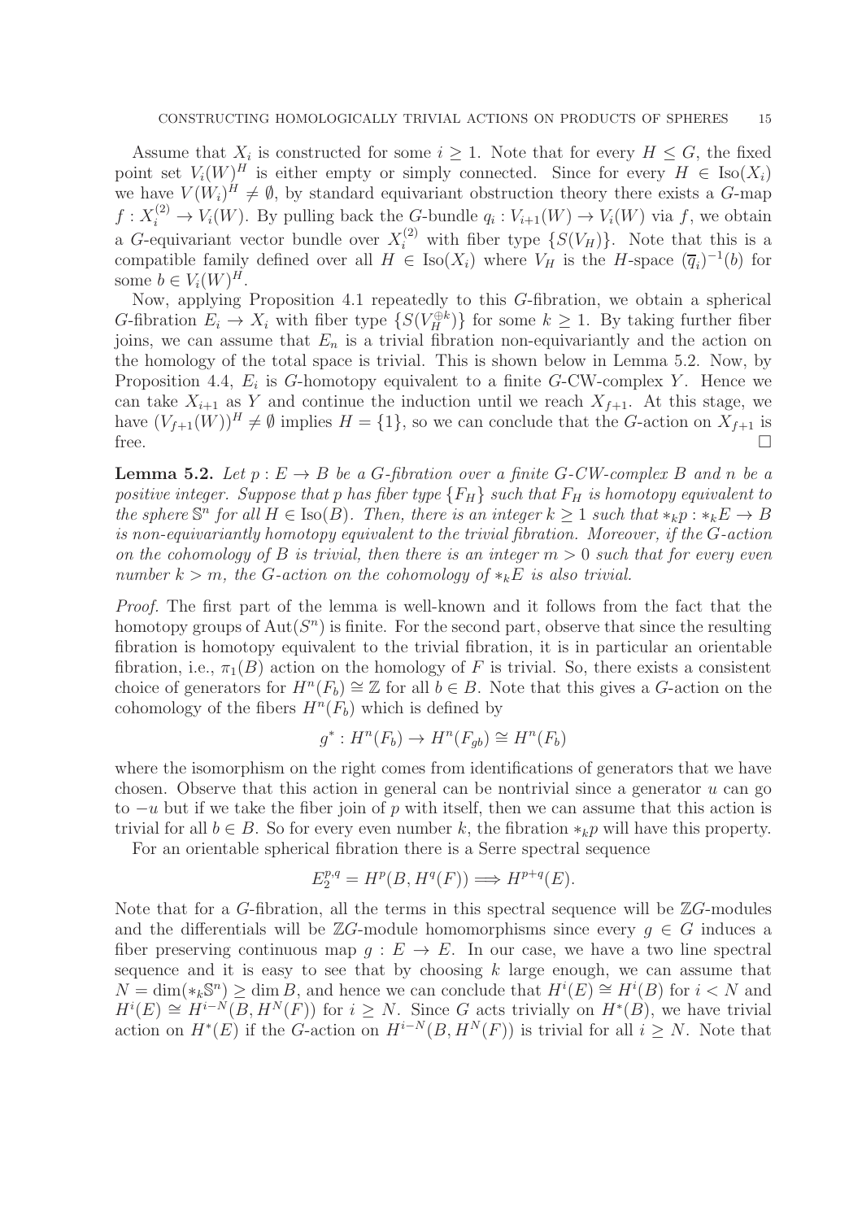Assume that $X_i$ is constructed for some $i \geq 1$. Note that for every $H \leq G$, the fixed point set $V_i(W)^H$ is either empty or simply connected. Since for every $H \in \operatorname{Iso}(X_i)$ we have $V(W_i)^H \neq \emptyset$, by standard equivariant obstruction theory there exists a $G$-map $f : X_i^{(2)} \to V_i(W)$. By pulling back the $G$-bundle $q_i : V_{i+1}(W) \to V_i(W)$ via $f$, we obtain a $G$-equivariant vector bundle over $X_i^{(2)}$ with fiber type $\{S(V_H)\}$. Note that this is a compatible family defined over all $H \in \operatorname{Iso}(X_i)$ where $V_H$ is the $H$-space $(\overline{q}_i)^{-1}(b)$ for some $b \in V_i(W)^H$.

Now, applying Proposition 4.1 repeatedly to this $G$-fibration, we obtain a spherical $G$-fibration $E_i \to X_i$ with fiber type $\{S(V_H^{\oplus k})\}$ for some $k \geq 1$. By taking further fiber joins, we can assume that $E_n$ is a trivial fibration non-equivariantly and the action on the homology of the total space is trivial. This is shown below in Lemma 5.2. Now, by Proposition 4.4, $E_i$ is $G$-homotopy equivalent to a finite $G$-CW-complex $Y$. Hence we can take $X_{i+1}$ as $Y$ and continue the induction until we reach $X_{f+1}$. At this stage, we have $(V_{f+1}(W))^H \neq \emptyset$ implies $H = \{1\}$, so we can conclude that the $G$-action on $X_{f+1}$ is free. $\square$

**Lemma 5.2.** *Let $p : E \to B$ be a $G$-fibration over a finite $G$-CW-complex $B$ and $n$ be a positive integer. Suppose that $p$ has fiber type $\{F_H\}$ such that $F_H$ is homotopy equivalent to the sphere $\mathbb{S}^n$ for all $H \in \operatorname{Iso}(B)$. Then, there is an integer $k \geq 1$ such that $*_k p : *_k E \to B$ is non-equivariantly homotopy equivalent to the trivial fibration. Moreover, if the $G$-action on the cohomology of $B$ is trivial, then there is an integer $m > 0$ such that for every even number $k > m$, the $G$-action on the cohomology of $*_k E$ is also trivial.*

*Proof.* The first part of the lemma is well-known and it follows from the fact that the homotopy groups of $\operatorname{Aut}(S^n)$ is finite. For the second part, observe that since the resulting fibration is homotopy equivalent to the trivial fibration, it is in particular an orientable fibration, i.e., $\pi_1(B)$ action on the homology of $F$ is trivial. So, there exists a consistent choice of generators for $H^n(F_b) \cong \mathbb{Z}$ for all $b \in B$. Note that this gives a $G$-action on the cohomology of the fibers $H^n(F_b)$ which is defined by

$$g^* : H^n(F_b) \to H^n(F_{gb}) \cong H^n(F_b)$$

where the isomorphism on the right comes from identifications of generators that we have chosen. Observe that this action in general can be nontrivial since a generator $u$ can go to $-u$ but if we take the fiber join of $p$ with itself, then we can assume that this action is trivial for all $b \in B$. So for every even number $k$, the fibration $*_k p$ will have this property.

For an orientable spherical fibration there is a Serre spectral sequence

$$E_2^{p,q} = H^p(B, H^q(F)) \Longrightarrow H^{p+q}(E).$$

Note that for a $G$-fibration, all the terms in this spectral sequence will be $\mathbb{Z}G$-modules and the differentials will be $\mathbb{Z}G$-module homomorphisms since every $g \in G$ induces a fiber preserving continuous map $g : E \to E$. In our case, we have a two line spectral sequence and it is easy to see that by choosing $k$ large enough, we can assume that $N = \dim(*_k \mathbb{S}^n) \geq \dim B$, and hence we can conclude that $H^i(E) \cong H^i(B)$ for $i < N$ and $H^i(E) \cong H^{i-N}(B, H^N(F))$ for $i \geq N$. Since $G$ acts trivially on $H^*(B)$, we have trivial action on $H^*(E)$ if the $G$-action on $H^{i-N}(B, H^N(F))$ is trivial for all $i \geq N$. Note that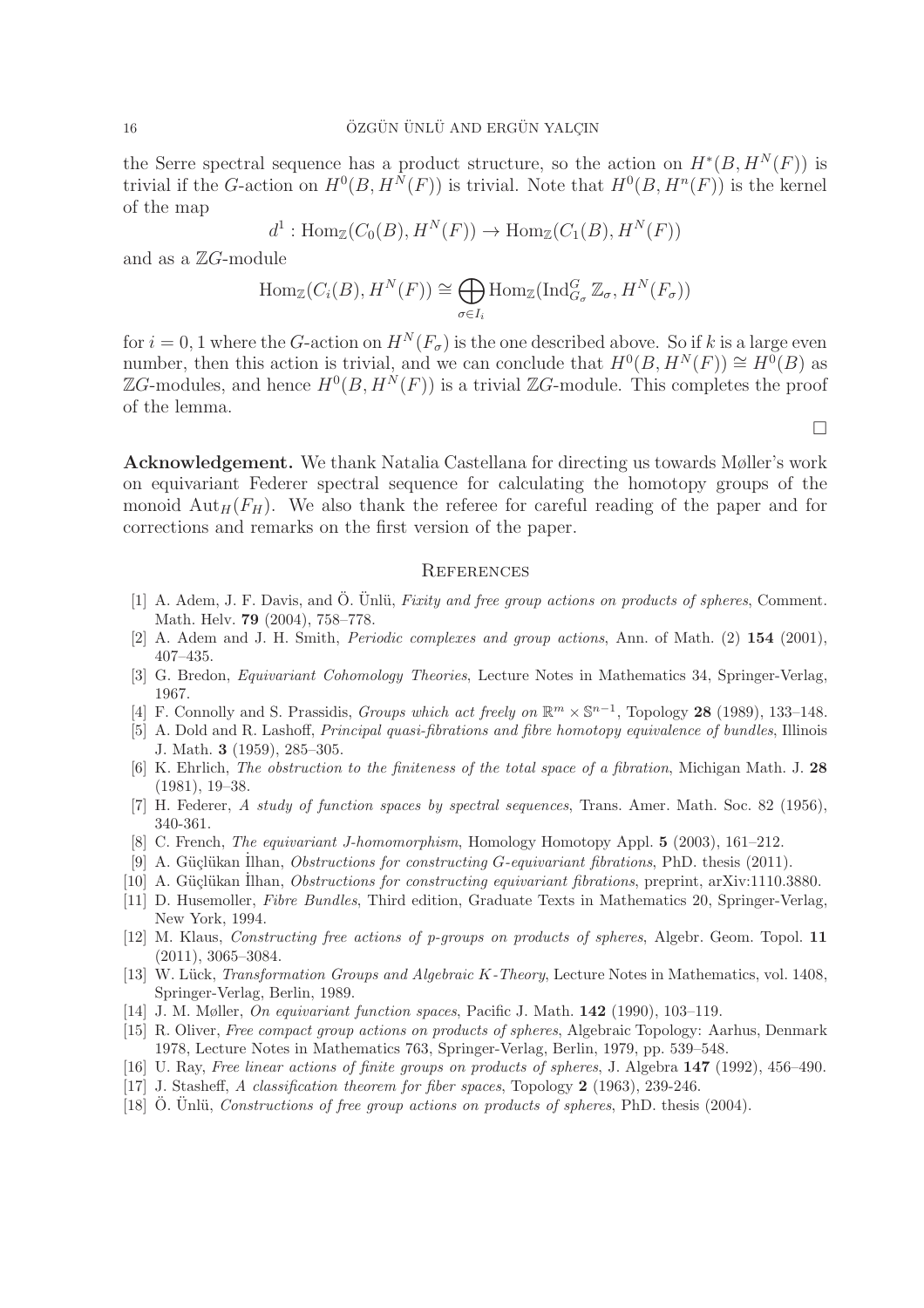the Serre spectral sequence has a product structure, so the action on $H^*(B, H^N(F))$ is trivial if the $G$-action on $H^0(B, H^N(F))$ is trivial. Note that $H^0(B, H^n(F))$ is the kernel of the map

$$d^1 : \mathrm{Hom}_{\mathbb{Z}}(C_0(B), H^N(F)) \to \mathrm{Hom}_{\mathbb{Z}}(C_1(B), H^N(F))$$

and as a $\mathbb{Z}G$-module

$$\mathrm{Hom}_{\mathbb{Z}}(C_i(B), H^N(F)) \cong \bigoplus_{\sigma \in I_i} \mathrm{Hom}_{\mathbb{Z}}(\mathrm{Ind}_{G_\sigma}^G \mathbb{Z}_\sigma, H^N(F_\sigma))$$

for $i = 0, 1$ where the $G$-action on $H^N(F_\sigma)$ is the one described above. So if $k$ is a large even number, then this action is trivial, and we can conclude that $H^0(B, H^N(F)) \cong H^0(B)$ as $\mathbb{Z}G$-modules, and hence $H^0(B, H^N(F))$ is a trivial $\mathbb{Z}G$-module. This completes the proof of the lemma.

□

**Acknowledgement.** We thank Natalia Castellana for directing us towards Møller's work on equivariant Federer spectral sequence for calculating the homotopy groups of the monoid $\mathrm{Aut}_H(F_H)$. We also thank the referee for careful reading of the paper and for corrections and remarks on the first version of the paper.

## References

[1] A. Adem, J. F. Davis, and Ö. Ünlü, *Fixity and free group actions on products of spheres*, Comment. Math. Helv. **79** (2004), 758–778.

[2] A. Adem and J. H. Smith, *Periodic complexes and group actions*, Ann. of Math. (2) **154** (2001), 407–435.

[3] G. Bredon, *Equivariant Cohomology Theories*, Lecture Notes in Mathematics 34, Springer-Verlag, 1967.

[4] F. Connolly and S. Prassidis, *Groups which act freely on $\mathbb{R}^m \times \mathbb{S}^{n-1}$*, Topology **28** (1989), 133–148.

[5] A. Dold and R. Lashoff, *Principal quasi-fibrations and fibre homotopy equivalence of bundles*, Illinois J. Math. **3** (1959), 285–305.

[6] K. Ehrlich, *The obstruction to the finiteness of the total space of a fibration*, Michigan Math. J. **28** (1981), 19–38.

[7] H. Federer, *A study of function spaces by spectral sequences*, Trans. Amer. Math. Soc. 82 (1956), 340-361.

[8] C. French, *The equivariant J-homomorphism*, Homology Homotopy Appl. **5** (2003), 161–212.

[9] A. Güçlükan İlhan, *Obstructions for constructing G-equivariant fibrations*, PhD. thesis (2011).

[10] A. Güçlükan İlhan, *Obstructions for constructing equivariant fibrations*, preprint, arXiv:1110.3880.

[11] D. Husemoller, *Fibre Bundles*, Third edition, Graduate Texts in Mathematics 20, Springer-Verlag, New York, 1994.

[12] M. Klaus, *Constructing free actions of p-groups on products of spheres*, Algebr. Geom. Topol. **11** (2011), 3065–3084.

[13] W. Lück, *Transformation Groups and Algebraic K-Theory*, Lecture Notes in Mathematics, vol. 1408, Springer-Verlag, Berlin, 1989.

[14] J. M. Møller, *On equivariant function spaces*, Pacific J. Math. **142** (1990), 103–119.

[15] R. Oliver, *Free compact group actions on products of spheres*, Algebraic Topology: Aarhus, Denmark 1978, Lecture Notes in Mathematics 763, Springer-Verlag, Berlin, 1979, pp. 539–548.

[16] U. Ray, *Free linear actions of finite groups on products of spheres*, J. Algebra **147** (1992), 456–490.

[17] J. Stasheff, *A classification theorem for fiber spaces*, Topology **2** (1963), 239-246.

[18] Ö. Ünlü, *Constructions of free group actions on products of spheres*, PhD. thesis (2004).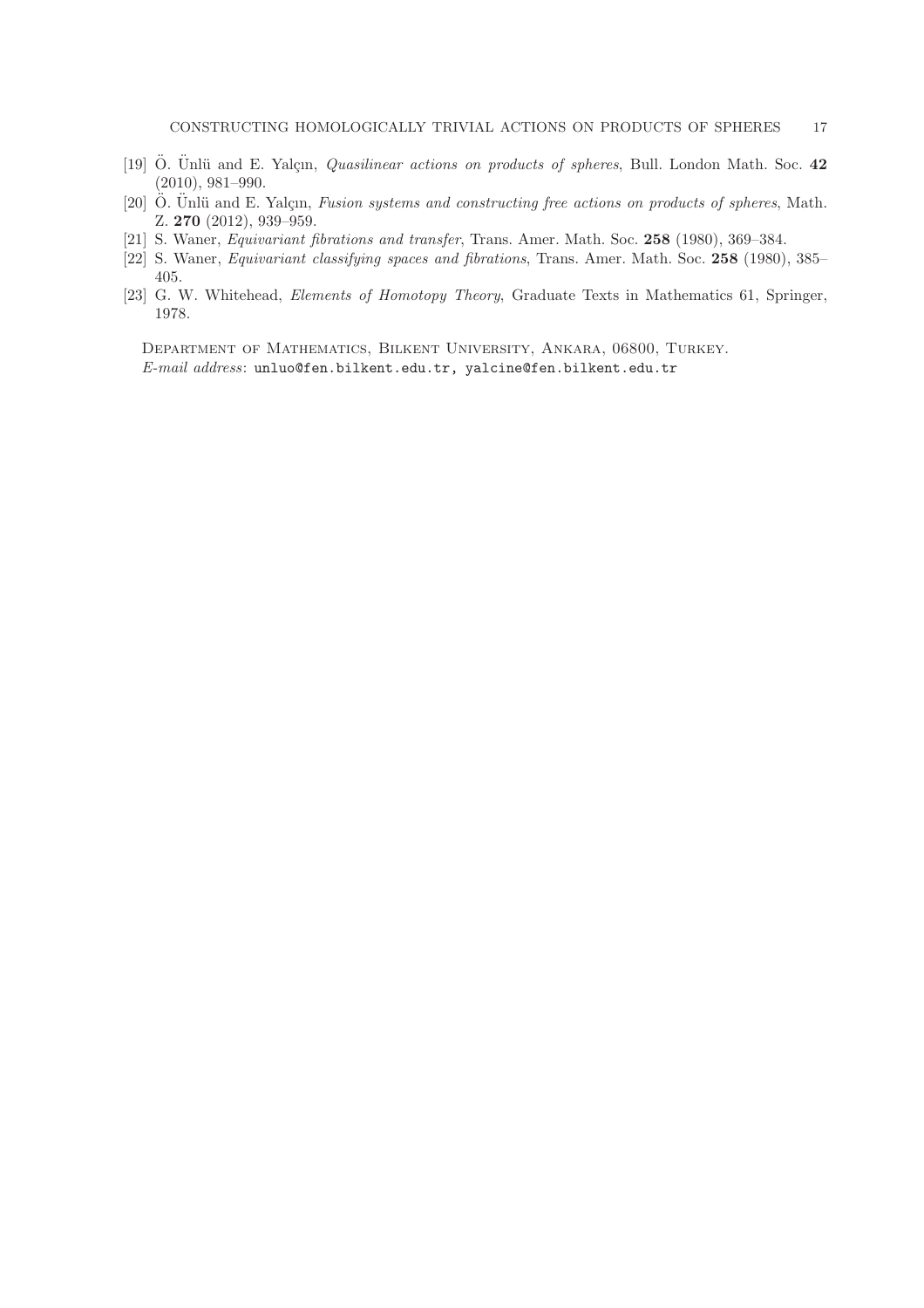[19] Ö. Ünlü and E. Yalçın, *Quasilinear actions on products of spheres*, Bull. London Math. Soc. **42** (2010), 981–990.

[20] Ö. Ünlü and E. Yalçın, *Fusion systems and constructing free actions on products of spheres*, Math. Z. **270** (2012), 939–959.

[21] S. Waner, *Equivariant fibrations and transfer*, Trans. Amer. Math. Soc. **258** (1980), 369–384.

[22] S. Waner, *Equivariant classifying spaces and fibrations*, Trans. Amer. Math. Soc. **258** (1980), 385–405.

[23] G. W. Whitehead, *Elements of Homotopy Theory*, Graduate Texts in Mathematics 61, Springer, 1978.

Department of Mathematics, Bilkent University, Ankara, 06800, Turkey.

*E-mail address*: unluo@fen.bilkent.edu.tr, yalcine@fen.bilkent.edu.tr